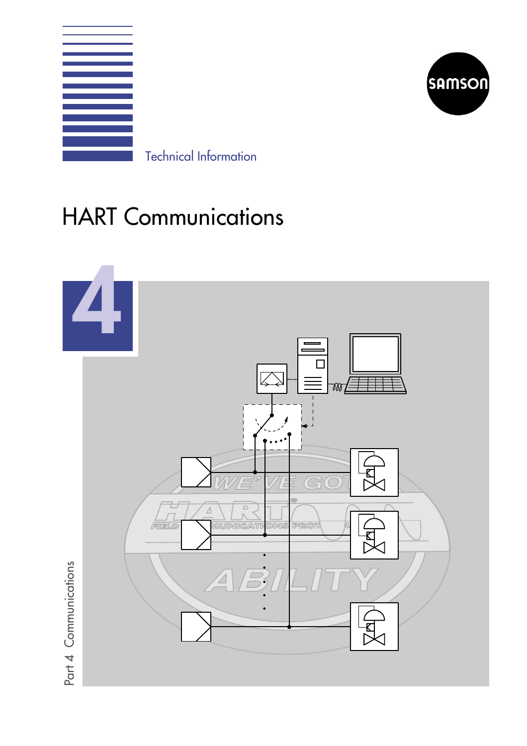Technical Information

# HART Communications

4

Part 4 Communications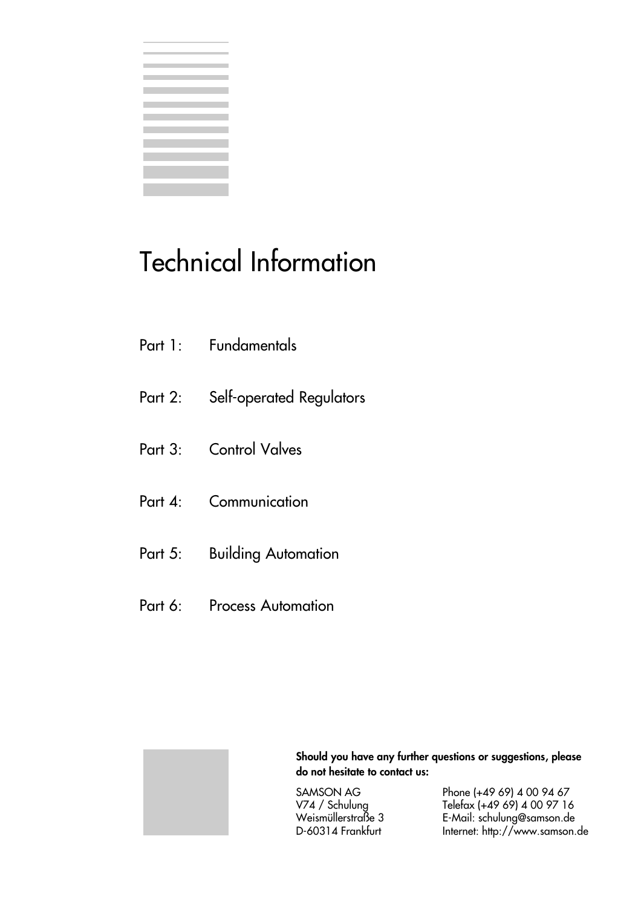# Technical Information

Part 1: Fundamentals

Part 2: Self-operated Regulators

Part 3: Control Valves

Part 4: Communication

Part 5: Building Automation

Part 6: Process Automation

**Should you have any further questions or suggestions, please do not hesitate to contact us:**

SAMSON AG
V74 / Schulung
Weismüllerstraße 3
D-60314 Frankfurt

Phone (+49 69) 4 00 94 67
Telefax (+49 69) 4 00 97 16
E-Mail: schulung@samson.de
Internet: http://www.samson.de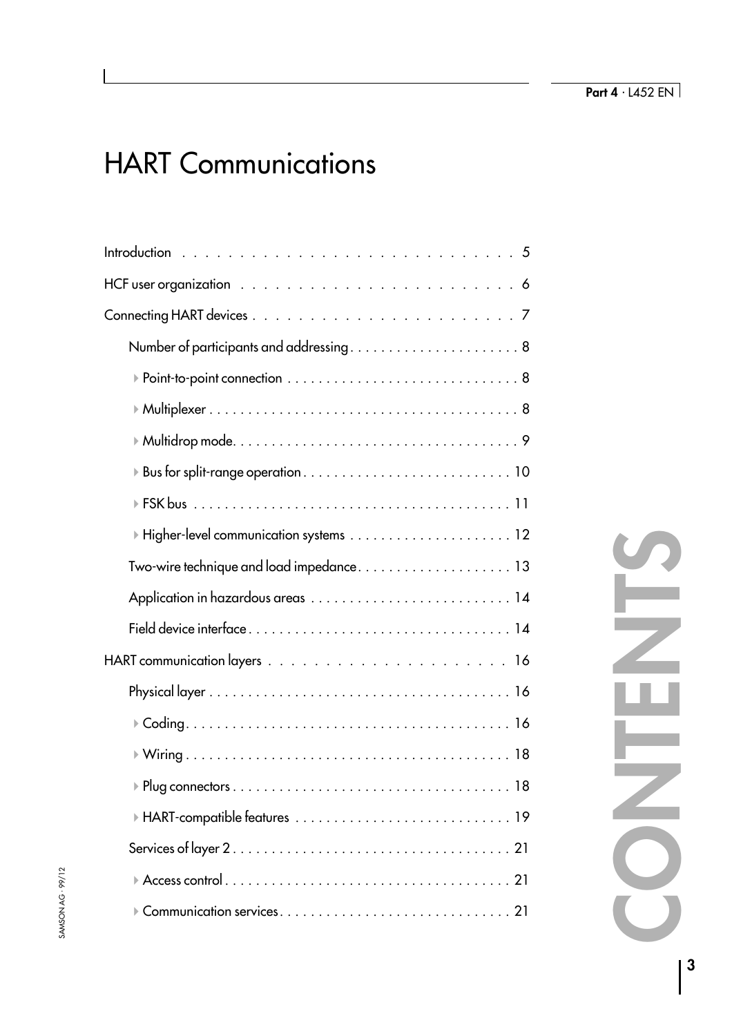# HART Communications

Introduction . . . . . . . . . . . . . . . . . . . . . . . . . . . . . . 5

HCF user organization . . . . . . . . . . . . . . . . . . . . . . . . . 6

Connecting HART devices . . . . . . . . . . . . . . . . . . . . . . . . 7

- Number of participants and addressing . . . . . . . . . . . . . . . . . . . . . 8
  - Point-to-point connection . . . . . . . . . . . . . . . . . . . . . . . . . . . . 8
  - Multiplexer . . . . . . . . . . . . . . . . . . . . . . . . . . . . . . . . . . . . . . 8
  - Multidrop mode . . . . . . . . . . . . . . . . . . . . . . . . . . . . . . . . . . . 9
  - Bus for split-range operation . . . . . . . . . . . . . . . . . . . . . . . . . . 10
  - FSK bus . . . . . . . . . . . . . . . . . . . . . . . . . . . . . . . . . . . . . . . . 11
  - Higher-level communication systems . . . . . . . . . . . . . . . . . . . . 12
- Two-wire technique and load impedance . . . . . . . . . . . . . . . . . . . 13
- Application in hazardous areas . . . . . . . . . . . . . . . . . . . . . . . . . 14
- Field device interface . . . . . . . . . . . . . . . . . . . . . . . . . . . . . . . . 14

HART communication layers . . . . . . . . . . . . . . . . . . . . . 16

- Physical layer . . . . . . . . . . . . . . . . . . . . . . . . . . . . . . . . . . . . . . 16
  - Coding . . . . . . . . . . . . . . . . . . . . . . . . . . . . . . . . . . . . . . . . . 16
  - Wiring . . . . . . . . . . . . . . . . . . . . . . . . . . . . . . . . . . . . . . . . . 18
  - Plug connectors . . . . . . . . . . . . . . . . . . . . . . . . . . . . . . . . . . . 18
  - HART-compatible features . . . . . . . . . . . . . . . . . . . . . . . . . . . 19
- Services of layer 2 . . . . . . . . . . . . . . . . . . . . . . . . . . . . . . . . . . 21
  - Access control . . . . . . . . . . . . . . . . . . . . . . . . . . . . . . . . . . . . 21
  - Communication services . . . . . . . . . . . . . . . . . . . . . . . . . . . . 21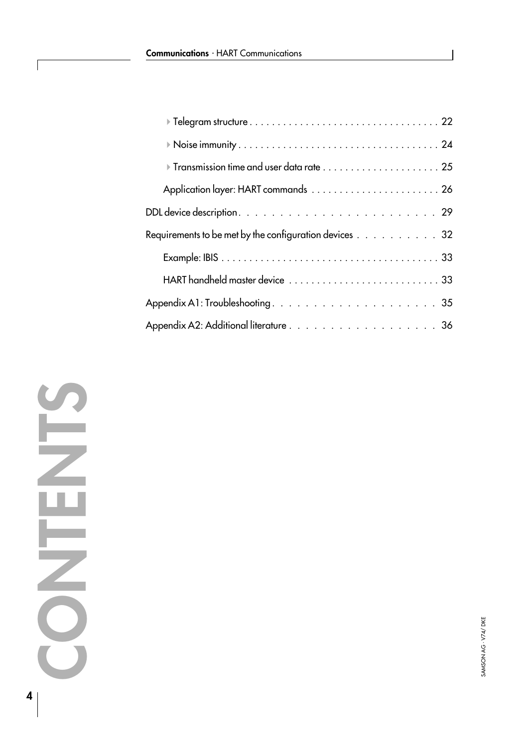- Telegram structure . . . . . . . . . . . . . . . . . . . . . . . . . . . . . . . . . . 22
- Noise immunity . . . . . . . . . . . . . . . . . . . . . . . . . . . . . . . . . . . . 24
- Transmission time and user data rate . . . . . . . . . . . . . . . . . . . . 25

Application layer: HART commands . . . . . . . . . . . . . . . . . . . . . . . 26

DDL device description. . . . . . . . . . . . . . . . . . . . . . . . . . 29

Requirements to be met by the configuration devices . . . . . . . . . . . 32

Example: IBIS . . . . . . . . . . . . . . . . . . . . . . . . . . . . . . . . . . . . . . 33

HART handheld master device . . . . . . . . . . . . . . . . . . . . . . . . . . 33

Appendix A1: Troubleshooting . . . . . . . . . . . . . . . . . . . . . . 35

Appendix A2: Additional literature . . . . . . . . . . . . . . . . . . . . 36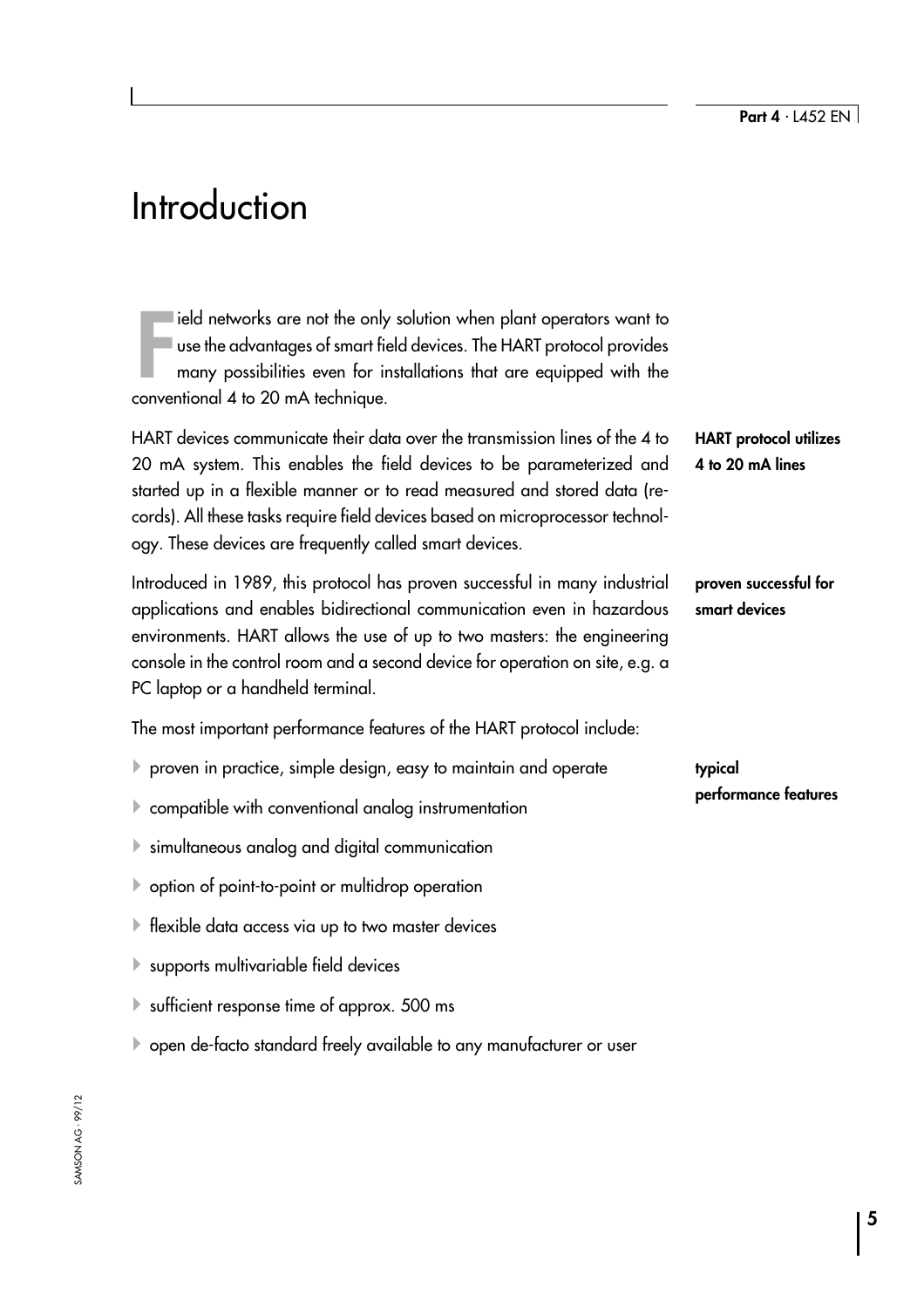# Introduction

Field networks are not the only solution when plant operators want to use the advantages of smart field devices. The HART protocol provides many possibilities even for installations that are equipped with the conventional 4 to 20 mA technique.

**HART protocol utilizes 4 to 20 mA lines**

HART devices communicate their data over the transmission lines of the 4 to 20 mA system. This enables the field devices to be parameterized and started up in a flexible manner or to read measured and stored data (records). All these tasks require field devices based on microprocessor technology. These devices are frequently called smart devices.

**proven successful for smart devices**

Introduced in 1989, this protocol has proven successful in many industrial applications and enables bidirectional communication even in hazardous environments. HART allows the use of up to two masters: the engineering console in the control room and a second device for operation on site, e.g. a PC laptop or a handheld terminal.

The most important performance features of the HART protocol include:

**typical performance features**

- proven in practice, simple design, easy to maintain and operate
- compatible with conventional analog instrumentation
- simultaneous analog and digital communication
- option of point-to-point or multidrop operation
- flexible data access via up to two master devices
- supports multivariable field devices
- sufficient response time of approx. 500 ms
- open de-facto standard freely available to any manufacturer or user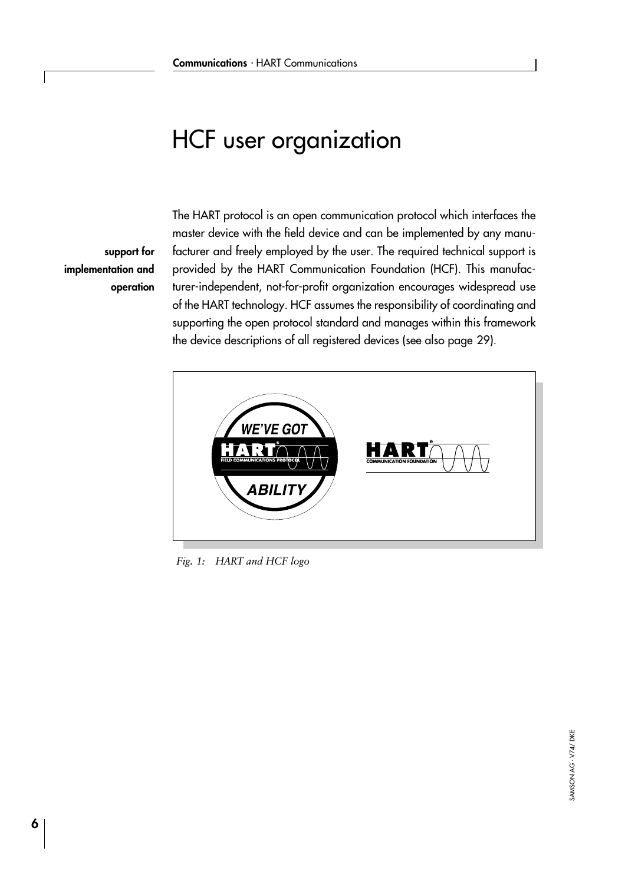# HCF user organization

**support for implementation and operation**

The HART protocol is an open communication protocol which interfaces the master device with the field device and can be implemented by any manufacturer and freely employed by the user. The required technical support is provided by the HART Communication Foundation (HCF). This manufacturer-independent, not-for-profit organization encourages widespread use of the HART technology. HCF assumes the responsibility of coordinating and supporting the open protocol standard and manages within this framework the device descriptions of all registered devices (see also page 29).

*Fig. 1: HART and HCF logo*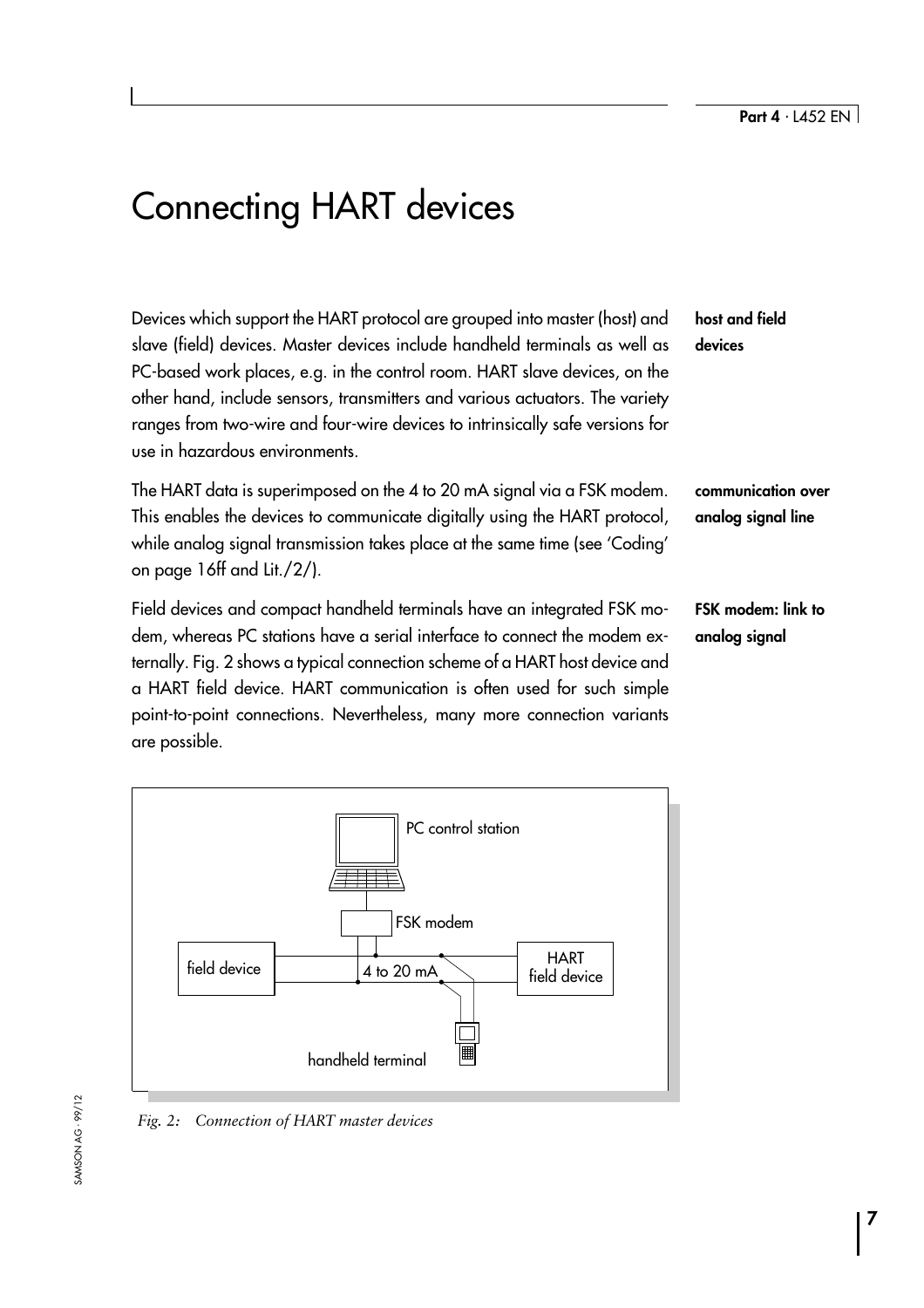# Connecting HART devices

**host and field devices**

Devices which support the HART protocol are grouped into master (host) and slave (field) devices. Master devices include handheld terminals as well as PC-based work places, e.g. in the control room. HART slave devices, on the other hand, include sensors, transmitters and various actuators. The variety ranges from two-wire and four-wire devices to intrinsically safe versions for use in hazardous environments.

**communication over analog signal line**

The HART data is superimposed on the 4 to 20 mA signal via a FSK modem. This enables the devices to communicate digitally using the HART protocol, while analog signal transmission takes place at the same time (see 'Coding' on page 16ff and Lit./2/).

**FSK modem: link to analog signal**

Field devices and compact handheld terminals have an integrated FSK modem, whereas PC stations have a serial interface to connect the modem externally. Fig. 2 shows a typical connection scheme of a HART host device and a HART field device. HART communication is often used for such simple point-to-point connections. Nevertheless, many more connection variants are possible.

PC control station

FSK modem

field device

4 to 20 mA

HART field device

handheld terminal

*Fig. 2: Connection of HART master devices*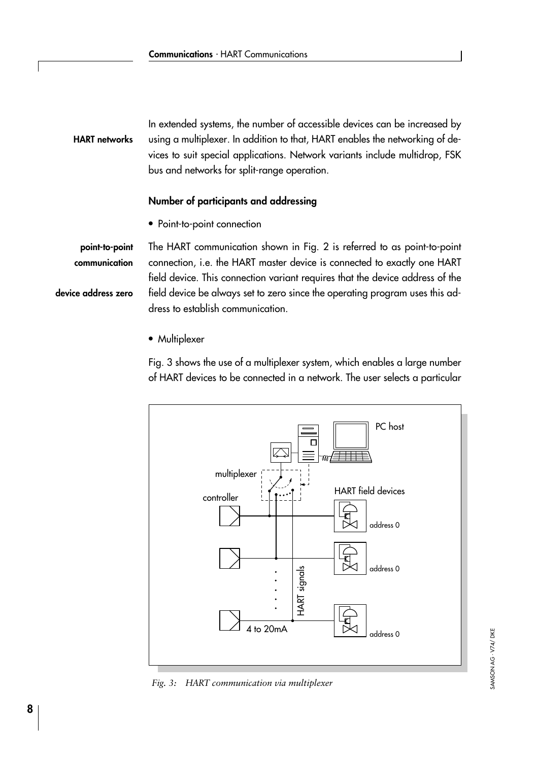**HART networks**

In extended systems, the number of accessible devices can be increased by using a multiplexer. In addition to that, HART enables the networking of devices to suit special applications. Network variants include multidrop, FSK bus and networks for split-range operation.

### Number of participants and addressing

- Point-to-point connection

**point-to-point communication**

**device address zero**

The HART communication shown in Fig. 2 is referred to as point-to-point connection, i.e. the HART master device is connected to exactly one HART field device. This connection variant requires that the device address of the field device be always set to zero since the operating program uses this address to establish communication.

- Multiplexer

Fig. 3 shows the use of a multiplexer system, which enables a large number of HART devices to be connected in a network. The user selects a particular

*Fig. 3: HART communication via multiplexer*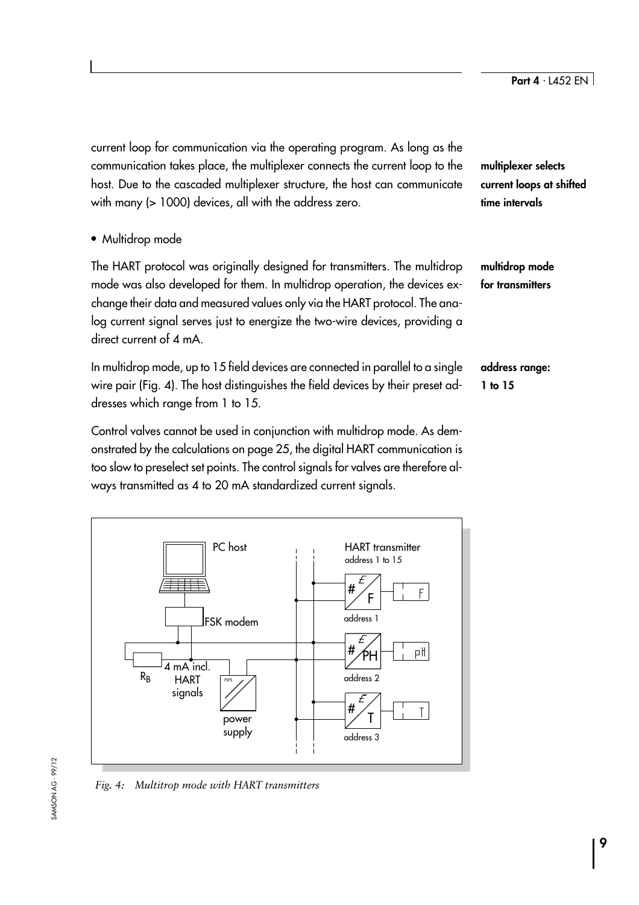current loop for communication via the operating program. As long as the communication takes place, the multiplexer connects the current loop to the host. Due to the cascaded multiplexer structure, the host can communicate with many (> 1000) devices, all with the address zero.

**multiplexer selects current loops at shifted time intervals**

- Multidrop mode

**multidrop mode for transmitters**

The HART protocol was originally designed for transmitters. The multidrop mode was also developed for them. In multidrop operation, the devices exchange their data and measured values only via the HART protocol. The analog current signal serves just to energize the two-wire devices, providing a direct current of 4 mA.

**address range: 1 to 15**

In multidrop mode, up to 15 field devices are connected in parallel to a single wire pair (Fig. 4). The host distinguishes the field devices by their preset addresses which range from 1 to 15.

Control valves cannot be used in conjunction with multidrop mode. As demonstrated by the calculations on page 25, the digital HART communication is too slow to preselect set points. The control signals for valves are therefore always transmitted as 4 to 20 mA standardized current signals.

*Fig. 4: Multitrop mode with HART transmitters*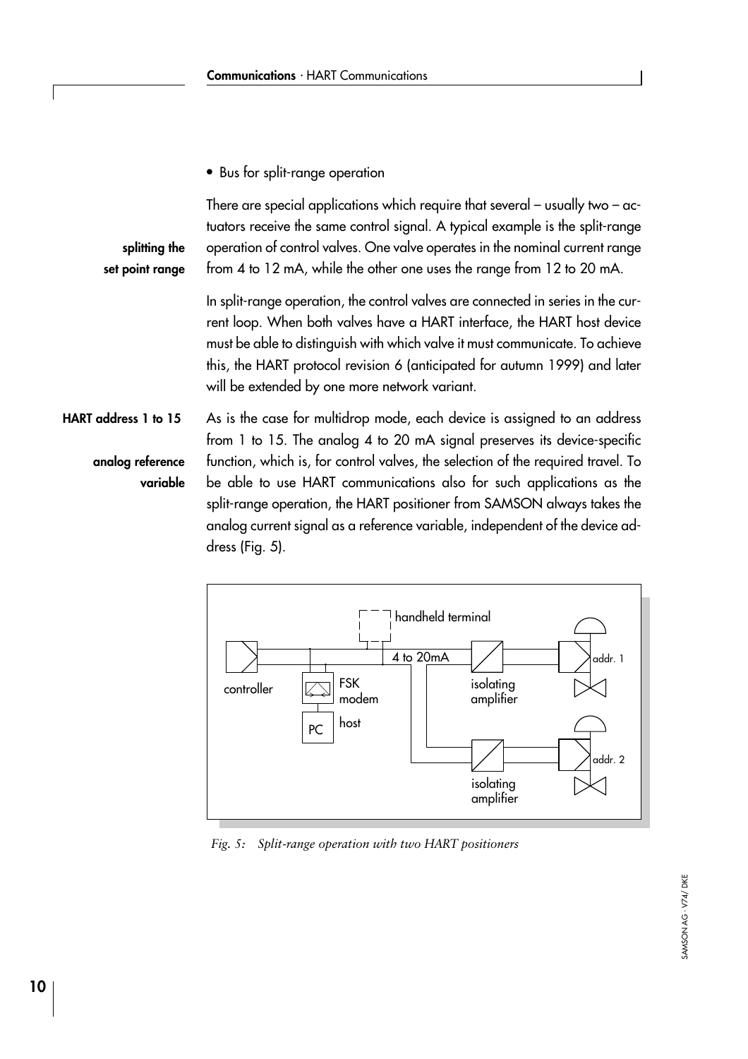- Bus for split-range operation

**splitting the set point range**

There are special applications which require that several – usually two – actuators receive the same control signal. A typical example is the split-range operation of control valves. One valve operates in the nominal current range from 4 to 12 mA, while the other one uses the range from 12 to 20 mA.

In split-range operation, the control valves are connected in series in the current loop. When both valves have a HART interface, the HART host device must be able to distinguish with which valve it must communicate. To achieve this, the HART protocol revision 6 (anticipated for autumn 1999) and later will be extended by one more network variant.

**HART address 1 to 15**

**analog reference variable**

As is the case for multidrop mode, each device is assigned to an address from 1 to 15. The analog 4 to 20 mA signal preserves its device-specific function, which is, for control valves, the selection of the required travel. To be able to use HART communications also for such applications as the split-range operation, the HART positioner from SAMSON always takes the analog current signal as a reference variable, independent of the device address (Fig. 5).

*Fig. 5: Split-range operation with two HART positioners*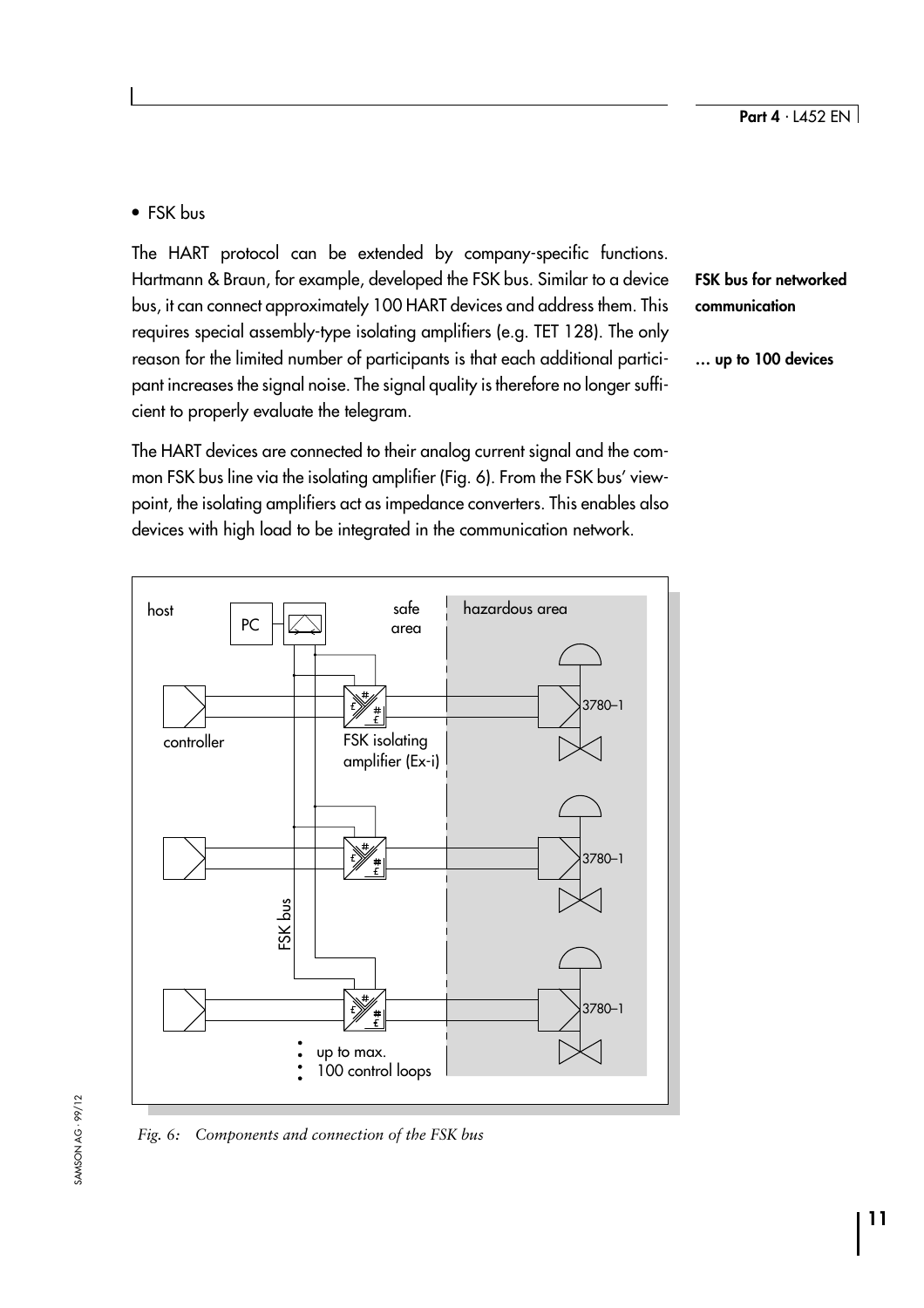- FSK bus

**FSK bus for networked communication**

The HART protocol can be extended by company-specific functions. Hartmann & Braun, for example, developed the FSK bus. Similar to a device bus, it can connect approximately 100 HART devices and address them. This requires special assembly-type isolating amplifiers (e.g. TET 128). The only reason for the limited number of participants is that each additional participant increases the signal noise. The signal quality is therefore no longer sufficient to properly evaluate the telegram.

**… up to 100 devices**

The HART devices are connected to their analog current signal and the common FSK bus line via the isolating amplifier (Fig. 6). From the FSK bus' viewpoint, the isolating amplifiers act as impedance converters. This enables also devices with high load to be integrated in the communication network.

*Fig. 6: Components and connection of the FSK bus*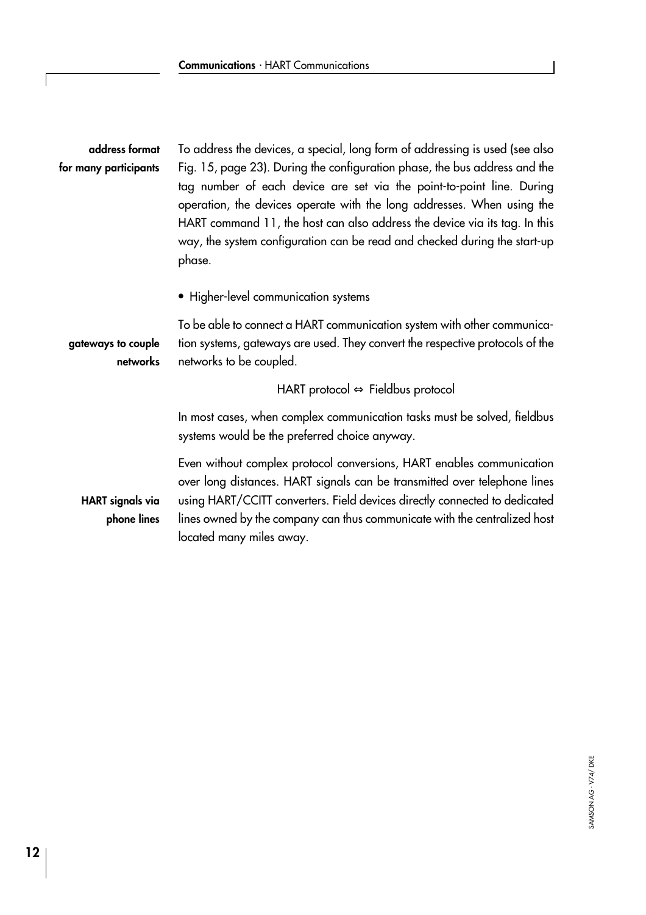**address format for many participants**

To address the devices, a special, long form of addressing is used (see also Fig. 15, page 23). During the configuration phase, the bus address and the tag number of each device are set via the point-to-point line. During operation, the devices operate with the long addresses. When using the HART command 11, the host can also address the device via its tag. In this way, the system configuration can be read and checked during the start-up phase.

- Higher-level communication systems

**gateways to couple networks**

To be able to connect a HART communication system with other communication systems, gateways are used. They convert the respective protocols of the networks to be coupled.

HART protocol ⇔ Fieldbus protocol

In most cases, when complex communication tasks must be solved, fieldbus systems would be the preferred choice anyway.

**HART signals via phone lines**

Even without complex protocol conversions, HART enables communication over long distances. HART signals can be transmitted over telephone lines using HART/CCITT converters. Field devices directly connected to dedicated lines owned by the company can thus communicate with the centralized host located many miles away.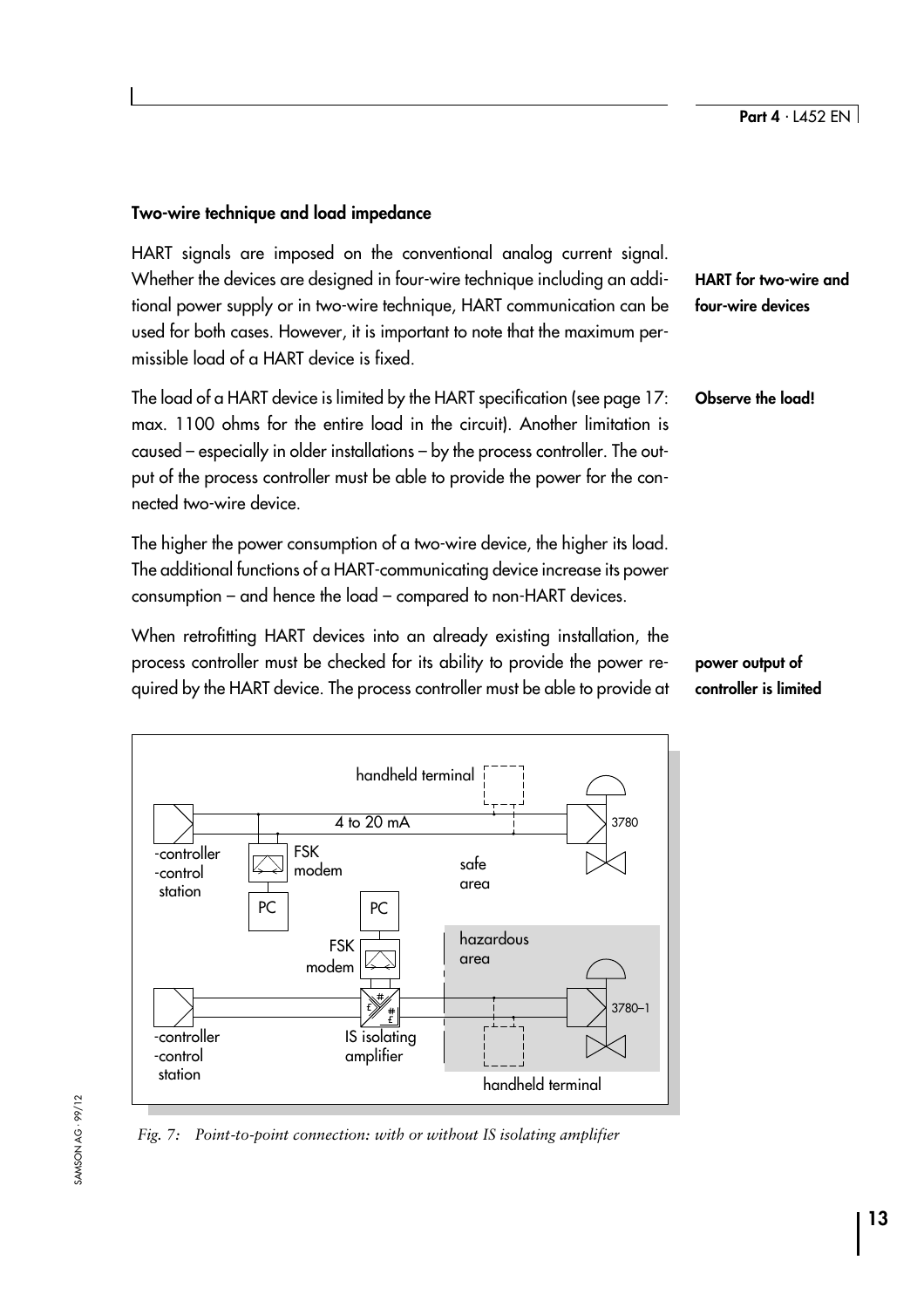### Two-wire technique and load impedance

**HART for two-wire and four-wire devices**

HART signals are imposed on the conventional analog current signal. Whether the devices are designed in four-wire technique including an additional power supply or in two-wire technique, HART communication can be used for both cases. However, it is important to note that the maximum permissible load of a HART device is fixed.

**Observe the load!**

The load of a HART device is limited by the HART specification (see page 17: max. 1100 ohms for the entire load in the circuit). Another limitation is caused – especially in older installations – by the process controller. The output of the process controller must be able to provide the power for the connected two-wire device.

The higher the power consumption of a two-wire device, the higher its load. The additional functions of a HART-communicating device increase its power consumption – and hence the load – compared to non-HART devices.

**power output of controller is limited**

When retrofitting HART devices into an already existing installation, the process controller must be checked for its ability to provide the power required by the HART device. The process controller must be able to provide at

*Fig. 7: Point-to-point connection: with or without IS isolating amplifier*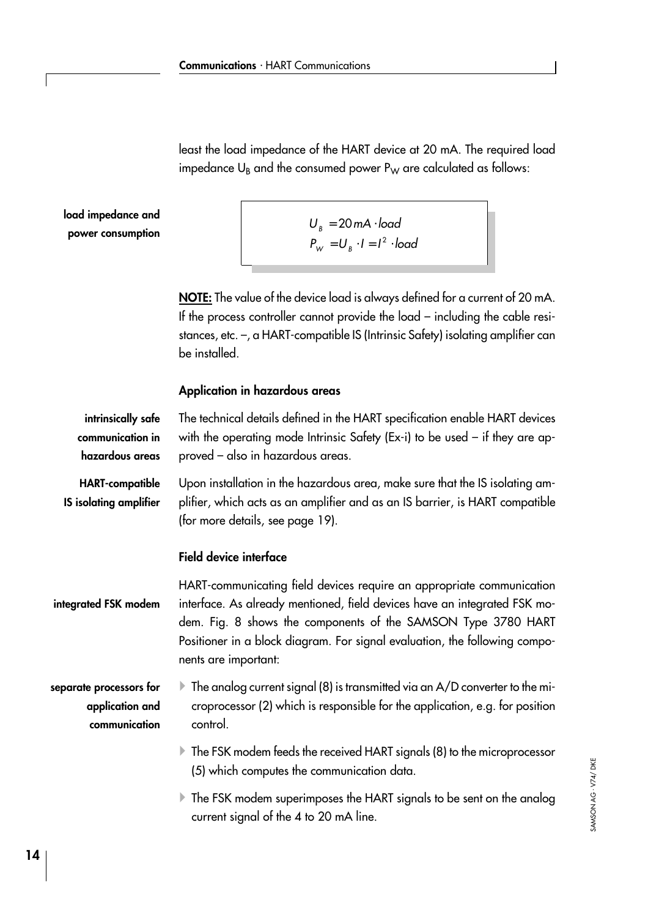least the load impedance of the HART device at 20 mA. The required load impedance $U_B$ and the consumed power $P_W$ are calculated as follows:

**load impedance and power consumption**

$$U_B = 20\,mA \cdot load$$
$$P_W = U_B \cdot I = I^2 \cdot load$$

**NOTE:** The value of the device load is always defined for a current of 20 mA. If the process controller cannot provide the load – including the cable resistances, etc. –, a HART-compatible IS (Intrinsic Safety) isolating amplifier can be installed.

### Application in hazardous areas

**intrinsically safe communication in hazardous areas**

The technical details defined in the HART specification enable HART devices with the operating mode Intrinsic Safety (Ex-i) to be used – if they are approved – also in hazardous areas.

**HART-compatible IS isolating amplifier**

Upon installation in the hazardous area, make sure that the IS isolating amplifier, which acts as an amplifier and as an IS barrier, is HART compatible (for more details, see page 19).

### Field device interface

**integrated FSK modem**

HART-communicating field devices require an appropriate communication interface. As already mentioned, field devices have an integrated FSK modem. Fig. 8 shows the components of the SAMSON Type 3780 HART Positioner in a block diagram. For signal evaluation, the following components are important:

**separate processors for application and communication**

- The analog current signal (8) is transmitted via an A/D converter to the microprocessor (2) which is responsible for the application, e.g. for position control.
- The FSK modem feeds the received HART signals (8) to the microprocessor (5) which computes the communication data.
- The FSK modem superimposes the HART signals to be sent on the analog current signal of the 4 to 20 mA line.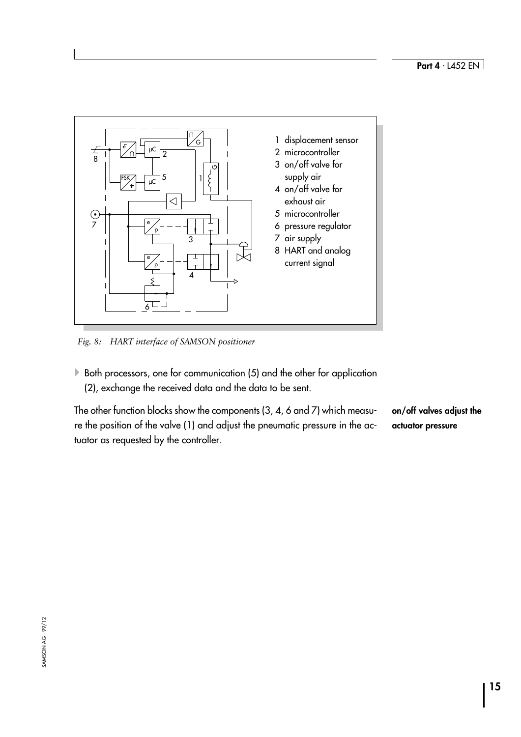1 displacement sensor
2 microcontroller
3 on/off valve for supply air
4 on/off valve for exhaust air
5 microcontroller
6 pressure regulator
7 air supply
8 HART and analog current signal

*Fig. 8: HART interface of SAMSON positioner*

- Both processors, one for communication (5) and the other for application (2), exchange the received data and the data to be sent.

**on/off valves adjust the actuator pressure**

The other function blocks show the components (3, 4, 6 and 7) which measure the position of the valve (1) and adjust the pneumatic pressure in the actuator as requested by the controller.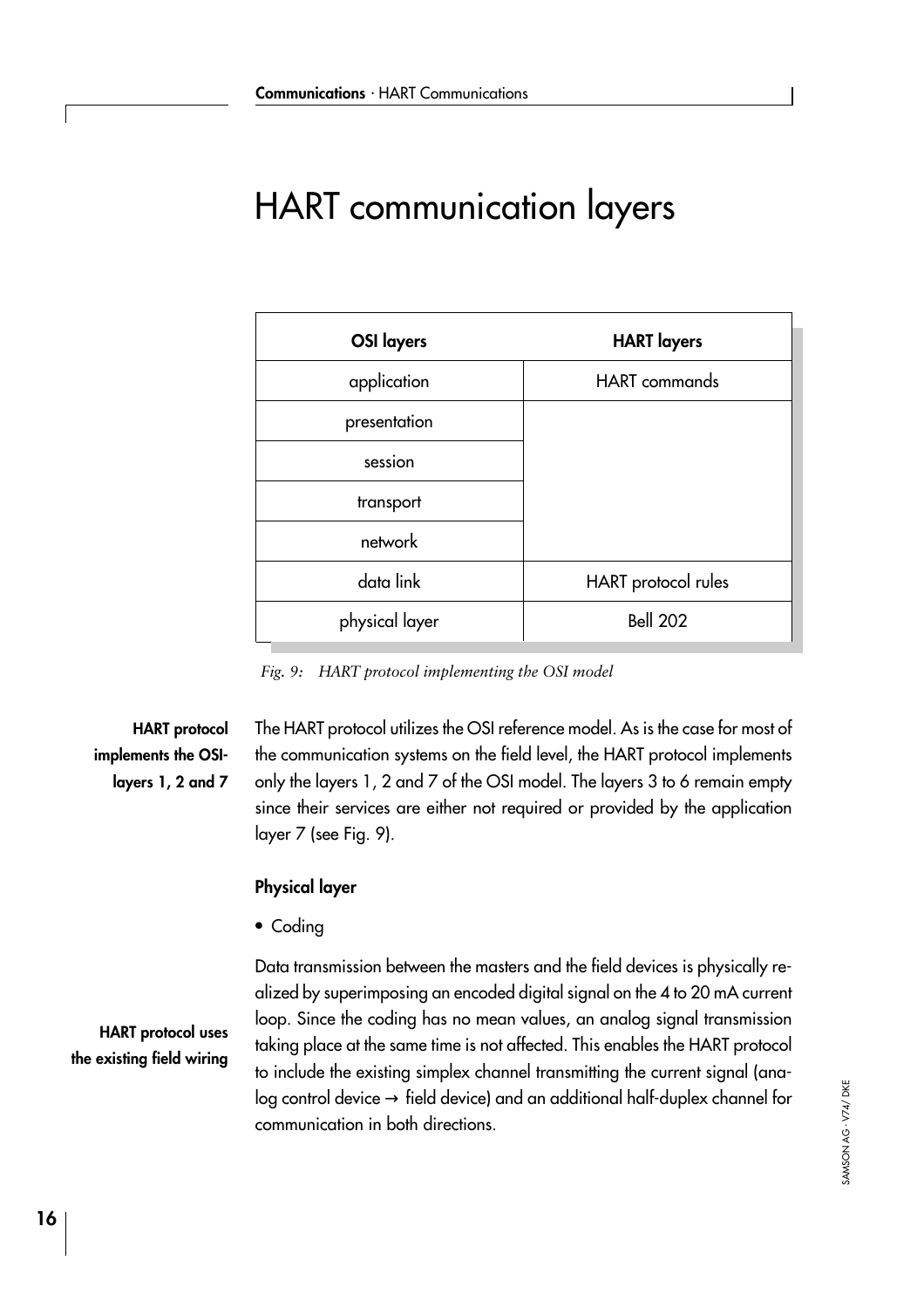# HART communication layers

| OSI layers | HART layers |
|---|---|
| application | HART commands |
| presentation | |
| session | |
| transport | |
| network | |
| data link | HART protocol rules |
| physical layer | Bell 202 |

*Fig. 9: HART protocol implementing the OSI model*

**HART protocol implements the OSI-layers 1, 2 and 7**

The HART protocol utilizes the OSI reference model. As is the case for most of the communication systems on the field level, the HART protocol implements only the layers 1, 2 and 7 of the OSI model. The layers 3 to 6 remain empty since their services are either not required or provided by the application layer 7 (see Fig. 9).

### Physical layer

- Coding

**HART protocol uses the existing field wiring**

Data transmission between the masters and the field devices is physically realized by superimposing an encoded digital signal on the 4 to 20 mA current loop. Since the coding has no mean values, an analog signal transmission taking place at the same time is not affected. This enables the HART protocol to include the existing simplex channel transmitting the current signal (analog control device → field device) and an additional half-duplex channel for communication in both directions.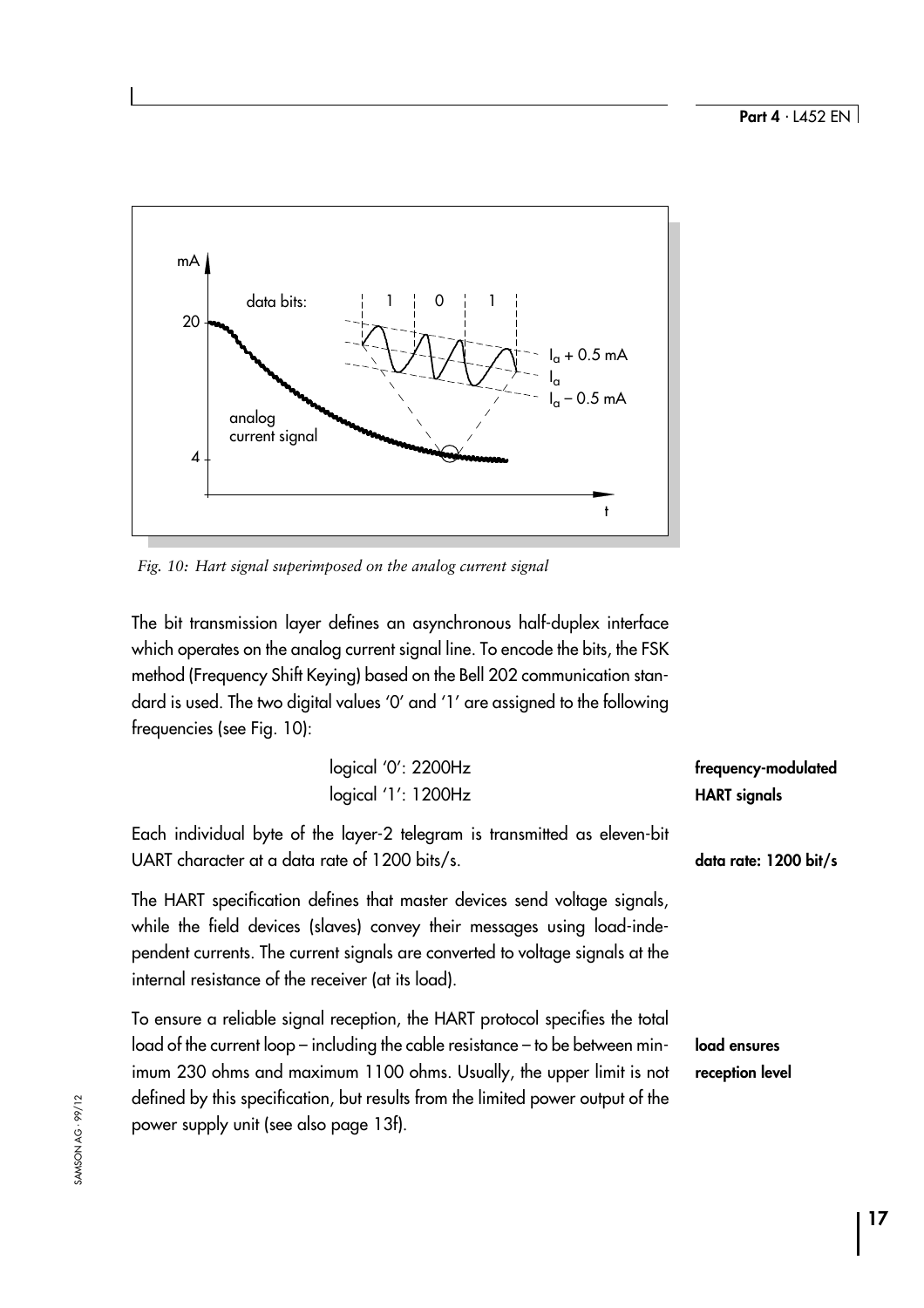Fig. 10: Hart signal superimposed on the analog current signal

The bit transmission layer defines an asynchronous half-duplex interface which operates on the analog current signal line. To encode the bits, the FSK method (Frequency Shift Keying) based on the Bell 202 communication standard is used. The two digital values '0' and '1' are assigned to the following frequencies (see Fig. 10):

**frequency-modulated HART signals**

logical '0': 2200Hz
logical '1': 1200Hz

Each individual byte of the layer-2 telegram is transmitted as eleven-bit UART character at a data rate of 1200 bits/s.

**data rate: 1200 bit/s**

The HART specification defines that master devices send voltage signals, while the field devices (slaves) convey their messages using load-independent currents. The current signals are converted to voltage signals at the internal resistance of the receiver (at its load).

**load ensures reception level**

To ensure a reliable signal reception, the HART protocol specifies the total load of the current loop – including the cable resistance – to be between minimum 230 ohms and maximum 1100 ohms. Usually, the upper limit is not defined by this specification, but results from the limited power output of the power supply unit (see also page 13f).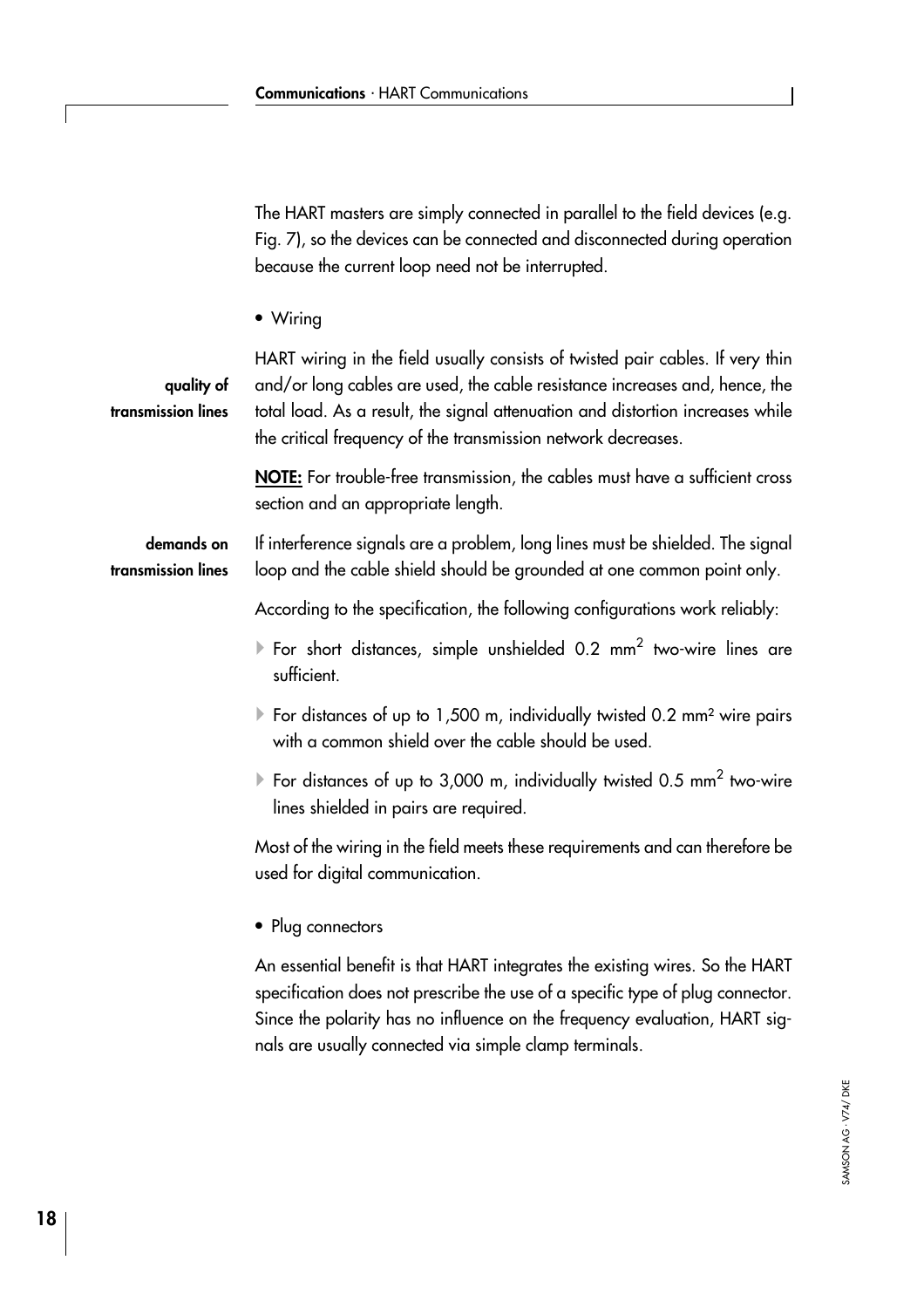The HART masters are simply connected in parallel to the field devices (e.g. Fig. 7), so the devices can be connected and disconnected during operation because the current loop need not be interrupted.

- Wiring

**quality of transmission lines**

HART wiring in the field usually consists of twisted pair cables. If very thin and/or long cables are used, the cable resistance increases and, hence, the total load. As a result, the signal attenuation and distortion increases while the critical frequency of the transmission network decreases.

**NOTE:** For trouble-free transmission, the cables must have a sufficient cross section and an appropriate length.

**demands on transmission lines**

If interference signals are a problem, long lines must be shielded. The signal loop and the cable shield should be grounded at one common point only.

According to the specification, the following configurations work reliably:

- For short distances, simple unshielded 0.2 mm$^2$ two-wire lines are sufficient.
- For distances of up to 1,500 m, individually twisted 0.2 mm$^2$ wire pairs with a common shield over the cable should be used.
- For distances of up to 3,000 m, individually twisted 0.5 mm$^2$ two-wire lines shielded in pairs are required.

Most of the wiring in the field meets these requirements and can therefore be used for digital communication.

- Plug connectors

An essential benefit is that HART integrates the existing wires. So the HART specification does not prescribe the use of a specific type of plug connector. Since the polarity has no influence on the frequency evaluation, HART signals are usually connected via simple clamp terminals.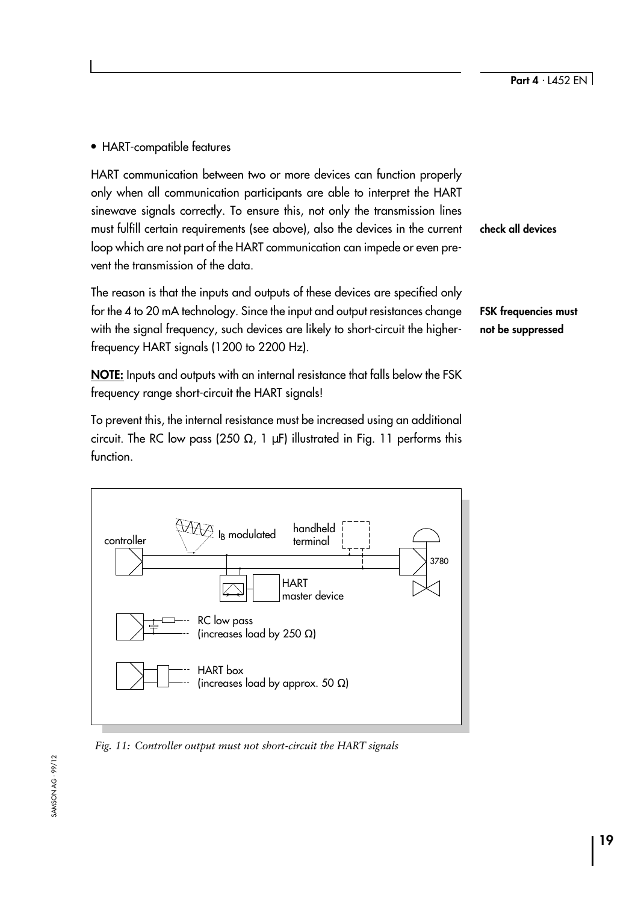- HART-compatible features

HART communication between two or more devices can function properly only when all communication participants are able to interpret the HART sinewave signals correctly. To ensure this, not only the transmission lines must fulfill certain requirements (see above), also the devices in the current loop which are not part of the HART communication can impede or even prevent the transmission of the data.

**check all devices**

The reason is that the inputs and outputs of these devices are specified only for the 4 to 20 mA technology. Since the input and output resistances change with the signal frequency, such devices are likely to short-circuit the higher-frequency HART signals (1200 to 2200 Hz).

**FSK frequencies must not be suppressed**

<u>**NOTE:**</u> Inputs and outputs with an internal resistance that falls below the FSK frequency range short-circuit the HART signals!

To prevent this, the internal resistance must be increased using an additional circuit. The RC low pass (250 Ω, 1 µF) illustrated in Fig. 11 performs this function.

controller

$I_B$ modulated

handheld terminal

3780

HART master device

RC low pass (increases load by 250 Ω)

HART box (increases load by approx. 50 Ω)

*Fig. 11: Controller output must not short-circuit the HART signals*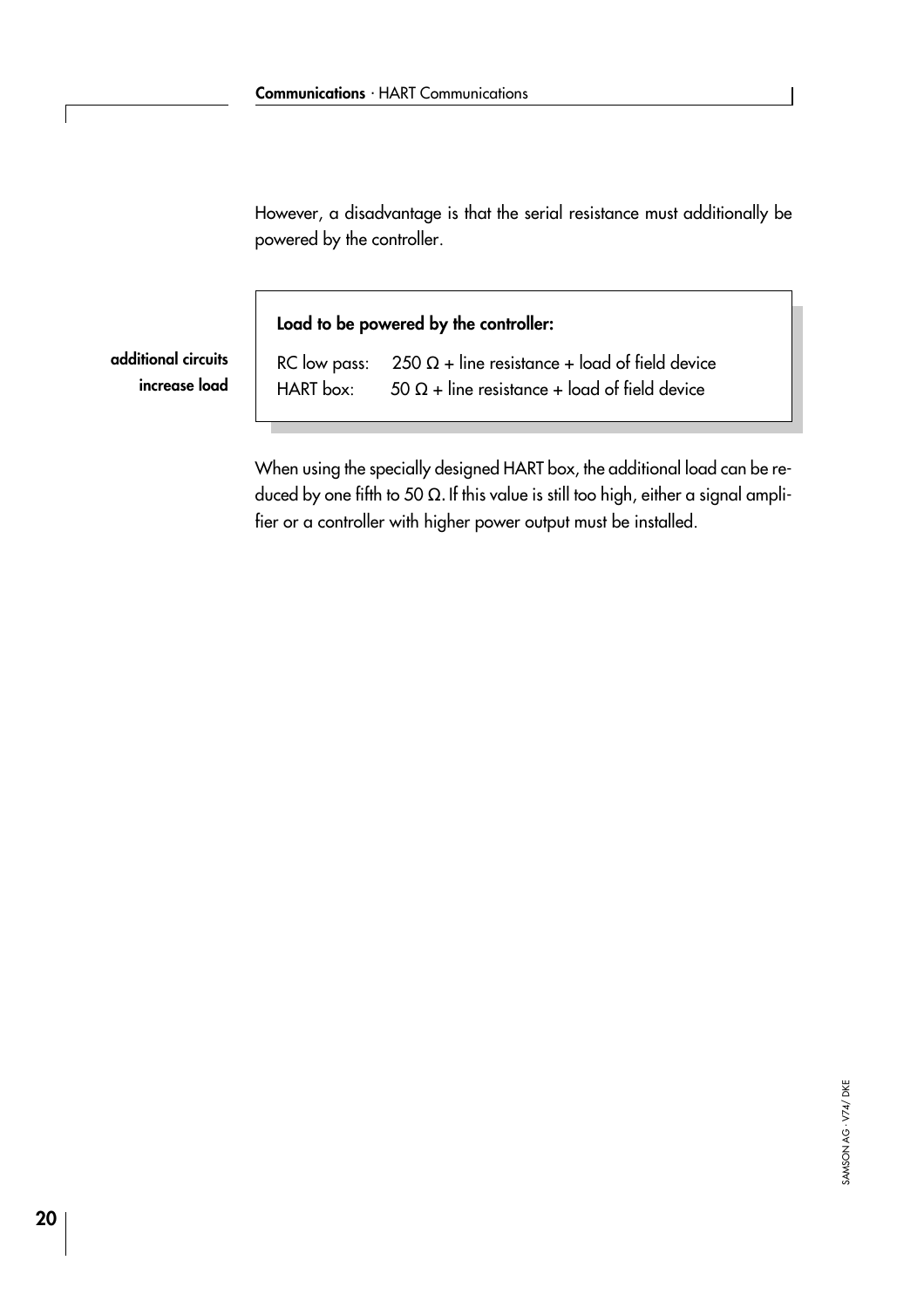However, a disadvantage is that the serial resistance must additionally be powered by the controller.

**additional circuits increase load**

**Load to be powered by the controller:**

RC low pass: 250 Ω + line resistance + load of field device
HART box: 50 Ω + line resistance + load of field device

When using the specially designed HART box, the additional load can be reduced by one fifth to 50 Ω. If this value is still too high, either a signal amplifier or a controller with higher power output must be installed.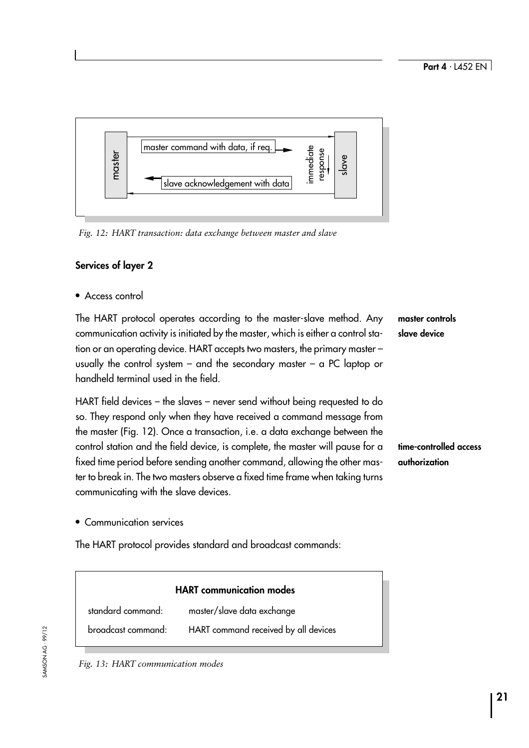master | master command with data, if req. → | immediate response | slave
slave acknowledgement with data ←

*Fig. 12: HART transaction: data exchange between master and slave*

**Services of layer 2**

- Access control

**master controls slave device**

The HART protocol operates according to the master-slave method. Any communication activity is initiated by the master, which is either a control station or an operating device. HART accepts two masters, the primary master – usually the control system – and the secondary master – a PC laptop or handheld terminal used in the field.

**time-controlled access authorization**

HART field devices – the slaves – never send without being requested to do so. They respond only when they have received a command message from the master (Fig. 12). Once a transaction, i.e. a data exchange between the control station and the field device, is complete, the master will pause for a fixed time period before sending another command, allowing the other master to break in. The two masters observe a fixed time frame when taking turns communicating with the slave devices.

- Communication services

The HART protocol provides standard and broadcast commands:

| HART communication modes | |
|---|---|
| standard command: | master/slave data exchange |
| broadcast command: | HART command received by all devices |

*Fig. 13: HART communication modes*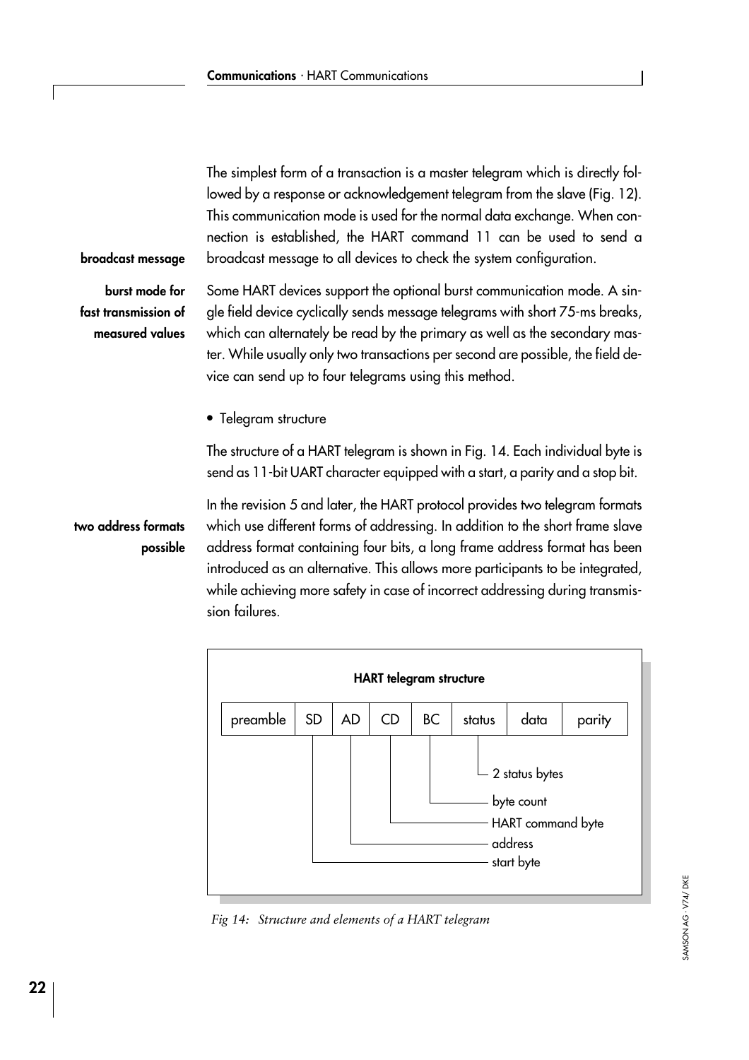The simplest form of a transaction is a master telegram which is directly followed by a response or acknowledgement telegram from the slave (Fig. 12). This communication mode is used for the normal data exchange. When connection is established, the HART command 11 can be used to send a broadcast message to all devices to check the system configuration.

**broadcast message**

**burst mode for fast transmission of measured values**

Some HART devices support the optional burst communication mode. A single field device cyclically sends message telegrams with short 75-ms breaks, which can alternately be read by the primary as well as the secondary master. While usually only two transactions per second are possible, the field device can send up to four telegrams using this method.

- Telegram structure

The structure of a HART telegram is shown in Fig. 14. Each individual byte is send as 11-bit UART character equipped with a start, a parity and a stop bit.

**two address formats possible**

In the revision 5 and later, the HART protocol provides two telegram formats which use different forms of addressing. In addition to the short frame slave address format containing four bits, a long frame address format has been introduced as an alternative. This allows more participants to be integrated, while achieving more safety in case of incorrect addressing during transmission failures.

**HART telegram structure**

| preamble | SD | AD | CD | BC | status | data | parity |
|---|---|---|---|---|---|---|---|

- SD: start byte
- AD: address
- CD: HART command byte
- BC: byte count
- status: 2 status bytes

*Fig 14: Structure and elements of a HART telegram*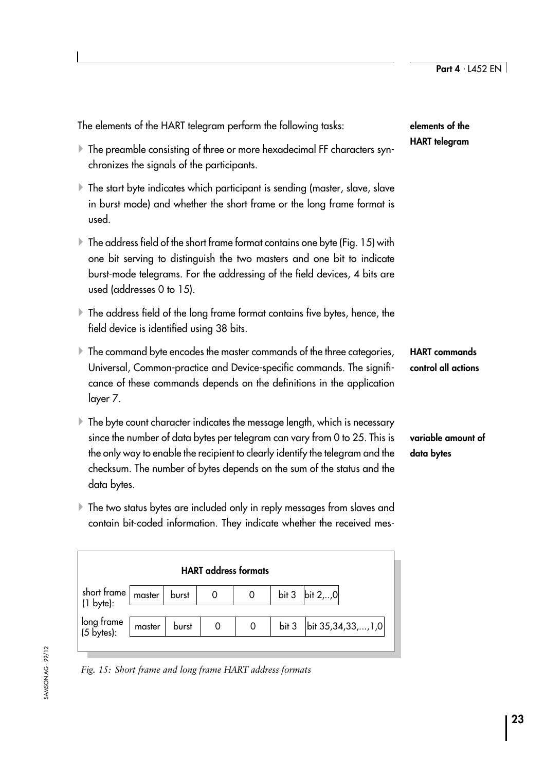The elements of the HART telegram perform the following tasks:

**elements of the HART telegram**

- The preamble consisting of three or more hexadecimal FF characters synchronizes the signals of the participants.
- The start byte indicates which participant is sending (master, slave, slave in burst mode) and whether the short frame or the long frame format is used.
- The address field of the short frame format contains one byte (Fig. 15) with one bit serving to distinguish the two masters and one bit to indicate burst-mode telegrams. For the addressing of the field devices, 4 bits are used (addresses 0 to 15).
- The address field of the long frame format contains five bytes, hence, the field device is identified using 38 bits.
- The command byte encodes the master commands of the three categories, Universal, Common-practice and Device-specific commands. The significance of these commands depends on the definitions in the application layer 7.

**HART commands control all actions**

- The byte count character indicates the message length, which is necessary since the number of data bytes per telegram can vary from 0 to 25. This is the only way to enable the recipient to clearly identify the telegram and the checksum. The number of bytes depends on the sum of the status and the data bytes.

**variable amount of data bytes**

- The two status bytes are included only in reply messages from slaves and contain bit-coded information. They indicate whether the received mes-

**HART address formats**

| | | | | | | |
|---|---|---|---|---|---|---|
| short frame (1 byte): | master | burst | 0 | 0 | bit 3 | bit 2,..,0 |
| long frame (5 bytes): | master | burst | 0 | 0 | bit 3 | bit 35,34,33,...,1,0 |

*Fig. 15: Short frame and long frame HART address formats*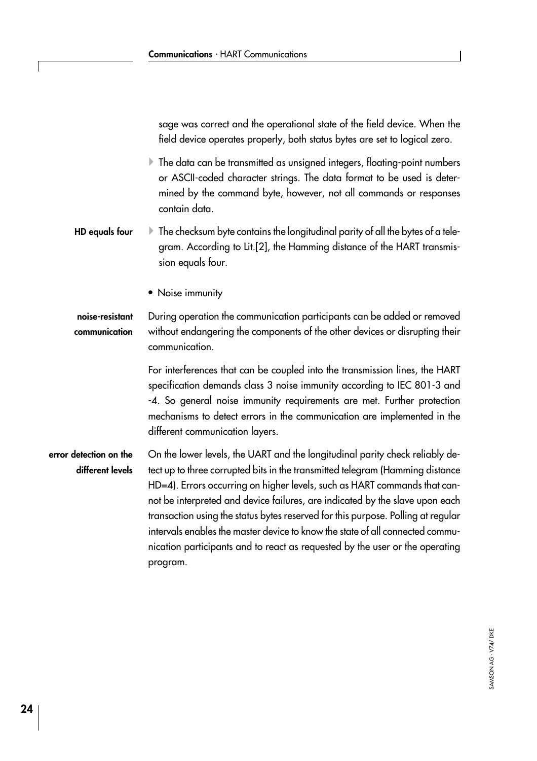sage was correct and the operational state of the field device. When the field device operates properly, both status bytes are set to logical zero.

- The data can be transmitted as unsigned integers, floating-point numbers or ASCII-coded character strings. The data format to be used is determined by the command byte, however, not all commands or responses contain data.

**HD equals four**

- The checksum byte contains the longitudinal parity of all the bytes of a telegram. According to Lit.[2], the Hamming distance of the HART transmission equals four.

• Noise immunity

**noise-resistant communication**

During operation the communication participants can be added or removed without endangering the components of the other devices or disrupting their communication.

For interferences that can be coupled into the transmission lines, the HART specification demands class 3 noise immunity according to IEC 801-3 and -4. So general noise immunity requirements are met. Further protection mechanisms to detect errors in the communication are implemented in the different communication layers.

**error detection on the different levels**

On the lower levels, the UART and the longitudinal parity check reliably detect up to three corrupted bits in the transmitted telegram (Hamming distance HD=4). Errors occurring on higher levels, such as HART commands that cannot be interpreted and device failures, are indicated by the slave upon each transaction using the status bytes reserved for this purpose. Polling at regular intervals enables the master device to know the state of all connected communication participants and to react as requested by the user or the operating program.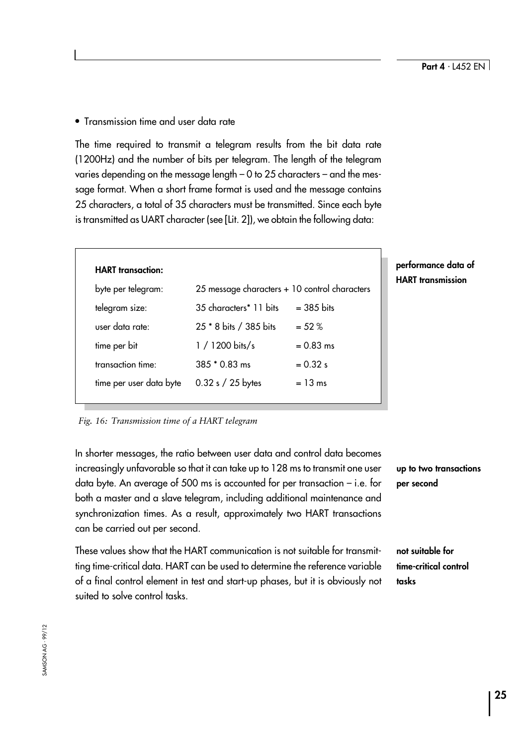- Transmission time and user data rate

The time required to transmit a telegram results from the bit data rate (1200Hz) and the number of bits per telegram. The length of the telegram varies depending on the message length – 0 to 25 characters – and the message format. When a short frame format is used and the message contains 25 characters, a total of 35 characters must be transmitted. Since each byte is transmitted as UART character (see [Lit. 2]), we obtain the following data:

**performance data of HART transmission**

| **HART transaction:** | | |
|---|---|---|
| byte per telegram: | 25 message characters + 10 control characters | |
| telegram size: | 35 characters* 11 bits | = 385 bits |
| user data rate: | 25 * 8 bits / 385 bits | = 52 % |
| time per bit | 1 / 1200 bits/s | = 0.83 ms |
| transaction time: | 385 * 0.83 ms | = 0.32 s |
| time per user data byte | 0.32 s / 25 bytes | = 13 ms |

*Fig. 16: Transmission time of a HART telegram*

**up to two transactions per second**

In shorter messages, the ratio between user data and control data becomes increasingly unfavorable so that it can take up to 128 ms to transmit one user data byte. An average of 500 ms is accounted for per transaction – i.e. for both a master and a slave telegram, including additional maintenance and synchronization times. As a result, approximately two HART transactions can be carried out per second.

**not suitable for time-critical control tasks**

These values show that the HART communication is not suitable for transmitting time-critical data. HART can be used to determine the reference variable of a final control element in test and start-up phases, but it is obviously not suited to solve control tasks.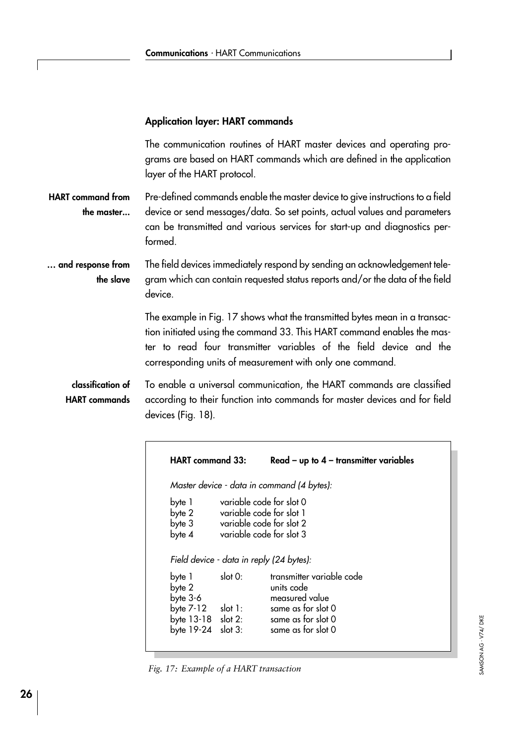## Application layer: HART commands

The communication routines of HART master devices and operating programs are based on HART commands which are defined in the application layer of the HART protocol.

**HART command from the master...**

Pre-defined commands enable the master device to give instructions to a field device or send messages/data. So set points, actual values and parameters can be transmitted and various services for start-up and diagnostics performed.

**... and response from the slave**

The field devices immediately respond by sending an acknowledgement telegram which can contain requested status reports and/or the data of the field device.

The example in Fig. 17 shows what the transmitted bytes mean in a transaction initiated using the command 33. This HART command enables the master to read four transmitter variables of the field device and the corresponding units of measurement with only one command.

**classification of HART commands**

To enable a universal communication, the HART commands are classified according to their function into commands for master devices and for field devices (Fig. 18).

**HART command 33: Read – up to 4 – transmitter variables**

*Master device - data in command (4 bytes):*

| | |
|---|---|
| byte 1 | variable code for slot 0 |
| byte 2 | variable code for slot 1 |
| byte 3 | variable code for slot 2 |
| byte 4 | variable code for slot 3 |

*Field device - data in reply (24 bytes):*

| | | |
|---|---|---|
| byte 1 | slot 0: | transmitter variable code |
| byte 2 | | units code |
| byte 3-6 | | measured value |
| byte 7-12 | slot 1: | same as for slot 0 |
| byte 13-18 | slot 2: | same as for slot 0 |
| byte 19-24 | slot 3: | same as for slot 0 |

*Fig. 17: Example of a HART transaction*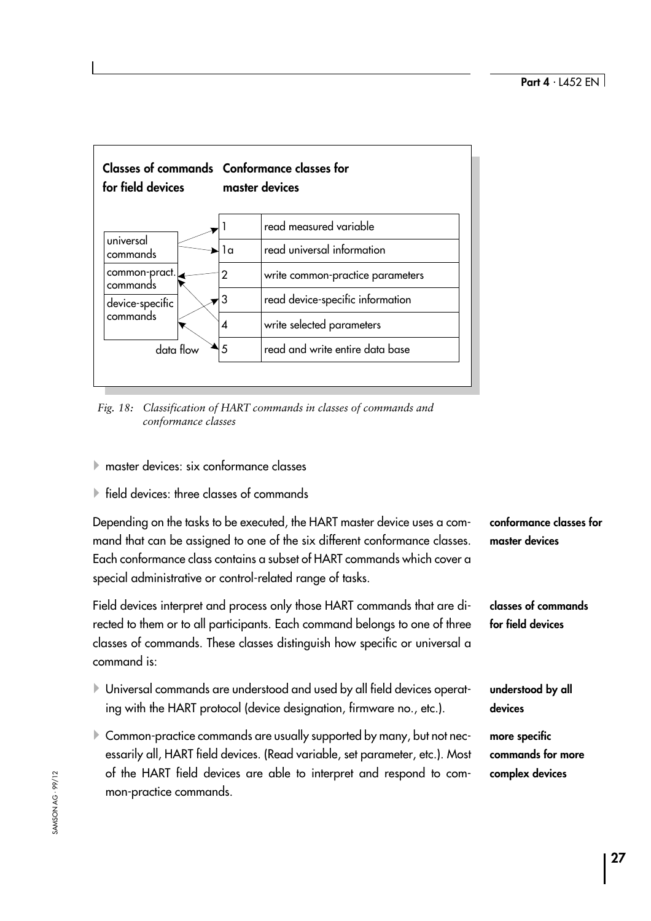**Classes of commands for field devices** | **Conformance classes for master devices**

| Classes of commands for field devices | Conformance class | Description |
|---|---|---|
| universal commands | 1 | read measured variable |
| universal commands | 1a | read universal information |
| common-pract. commands | 2 | write common-practice parameters |
| device-specific commands | 3 | read device-specific information |
| | 4 | write selected parameters |
| data flow | 5 | read and write entire data base |

*Fig. 18: Classification of HART commands in classes of commands and conformance classes*

- master devices: six conformance classes
- field devices: three classes of commands

**conformance classes for master devices**

Depending on the tasks to be executed, the HART master device uses a command that can be assigned to one of the six different conformance classes. Each conformance class contains a subset of HART commands which cover a special administrative or control-related range of tasks.

**classes of commands for field devices**

Field devices interpret and process only those HART commands that are directed to them or to all participants. Each command belongs to one of three classes of commands. These classes distinguish how specific or universal a command is:

**understood by all devices**

- Universal commands are understood and used by all field devices operating with the HART protocol (device designation, firmware no., etc.).

**more specific commands for more complex devices**

- Common-practice commands are usually supported by many, but not necessarily all, HART field devices. (Read variable, set parameter, etc.). Most of the HART field devices are able to interpret and respond to common-practice commands.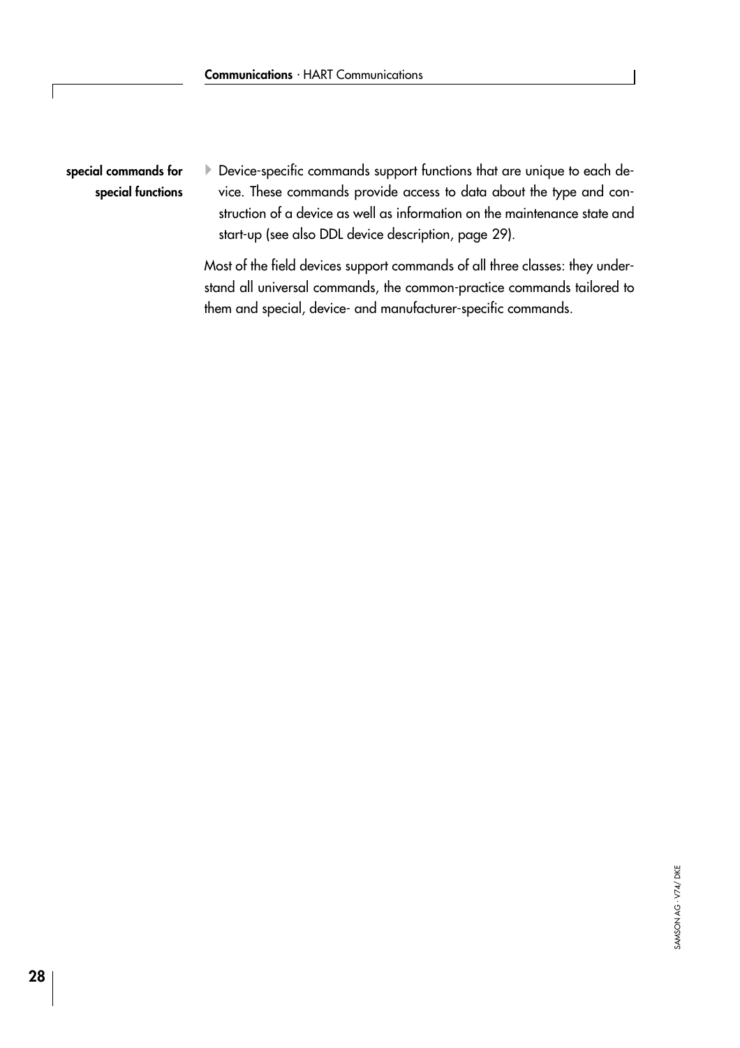**special commands for special functions**

- Device-specific commands support functions that are unique to each device. These commands provide access to data about the type and construction of a device as well as information on the maintenance state and start-up (see also DDL device description, page 29).

Most of the field devices support commands of all three classes: they understand all universal commands, the common-practice commands tailored to them and special, device- and manufacturer-specific commands.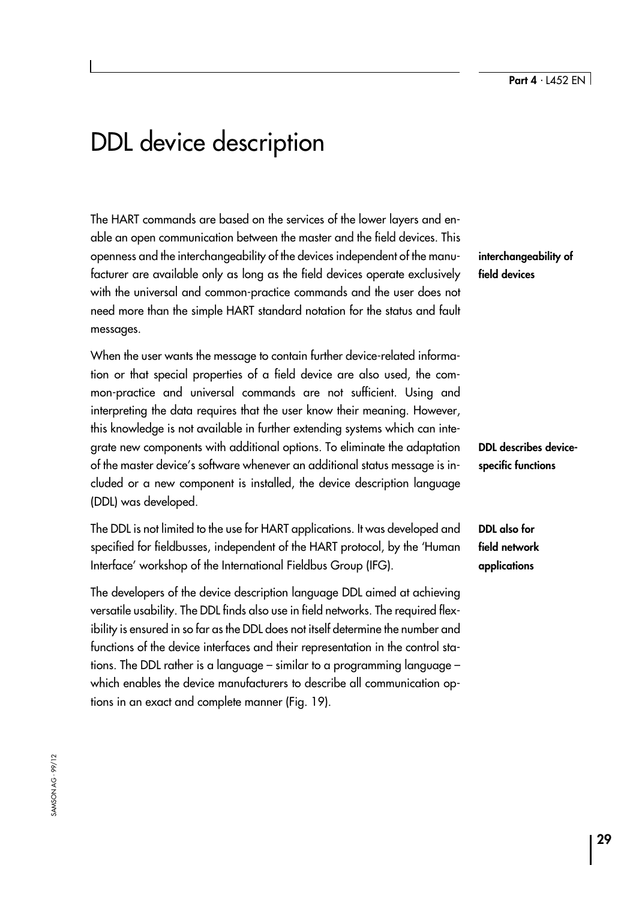# DDL device description

The HART commands are based on the services of the lower layers and enable an open communication between the master and the field devices. This openness and the interchangeability of the devices independent of the manufacturer are available only as long as the field devices operate exclusively with the universal and common-practice commands and the user does not need more than the simple HART standard notation for the status and fault messages.

**interchangeability of field devices**

When the user wants the message to contain further device-related information or that special properties of a field device are also used, the common-practice and universal commands are not sufficient. Using and interpreting the data requires that the user know their meaning. However, this knowledge is not available in further extending systems which can integrate new components with additional options. To eliminate the adaptation of the master device's software whenever an additional status message is included or a new component is installed, the device description language (DDL) was developed.

**DDL describes device-specific functions**

The DDL is not limited to the use for HART applications. It was developed and specified for fieldbusses, independent of the HART protocol, by the 'Human Interface' workshop of the International Fieldbus Group (IFG).

**DDL also for field network applications**

The developers of the device description language DDL aimed at achieving versatile usability. The DDL finds also use in field networks. The required flexibility is ensured in so far as the DDL does not itself determine the number and functions of the device interfaces and their representation in the control stations. The DDL rather is a language – similar to a programming language – which enables the device manufacturers to describe all communication options in an exact and complete manner (Fig. 19).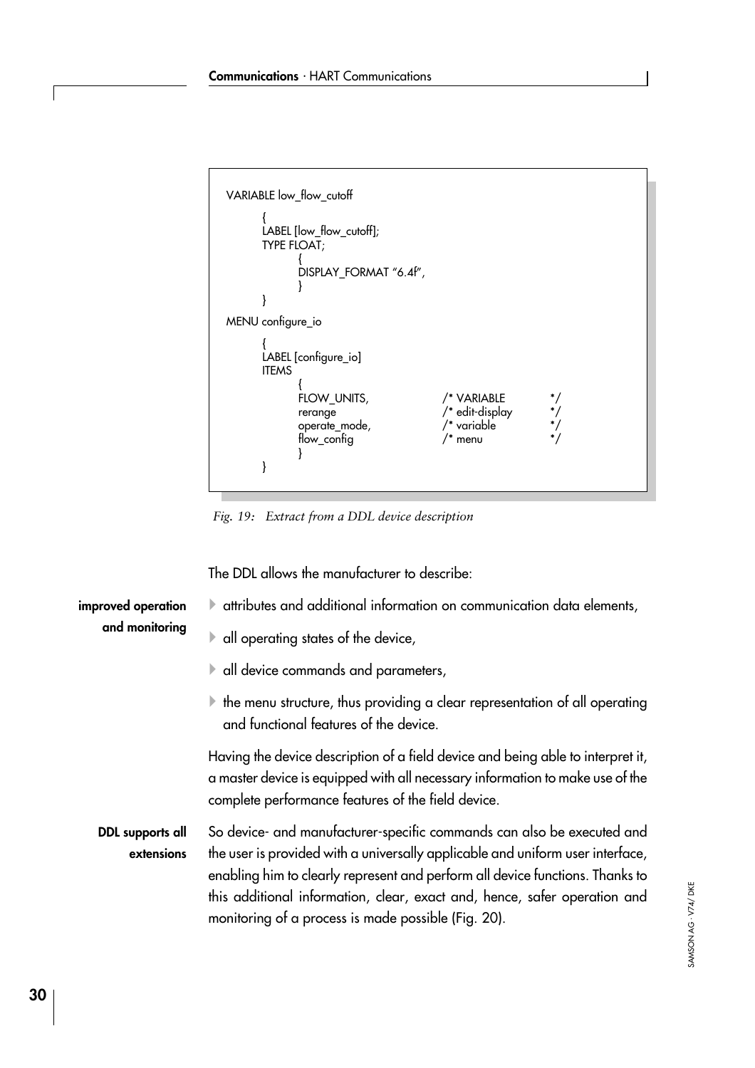```
VARIABLE low_flow_cutoff

        {
        LABEL [low_flow_cutoff];
        TYPE FLOAT;
                {
                DISPLAY_FORMAT "6.4f",
                }
        }
MENU configure_io

        {
        LABEL [configure_io]
        ITEMS
                {
                FLOW_UNITS,             /* VARIABLE        */
                rerange                 /* edit-display    */
                operate_mode,           /* variable        */
                flow_config             /* menu            */
                }
        }
```

*Fig. 19: Extract from a DDL device description*

The DDL allows the manufacturer to describe:

**improved operation and monitoring**

- attributes and additional information on communication data elements,
- all operating states of the device,
- all device commands and parameters,
- the menu structure, thus providing a clear representation of all operating and functional features of the device.

Having the device description of a field device and being able to interpret it, a master device is equipped with all necessary information to make use of the complete performance features of the field device.

**DDL supports all extensions**

So device- and manufacturer-specific commands can also be executed and the user is provided with a universally applicable and uniform user interface, enabling him to clearly represent and perform all device functions. Thanks to this additional information, clear, exact and, hence, safer operation and monitoring of a process is made possible (Fig. 20).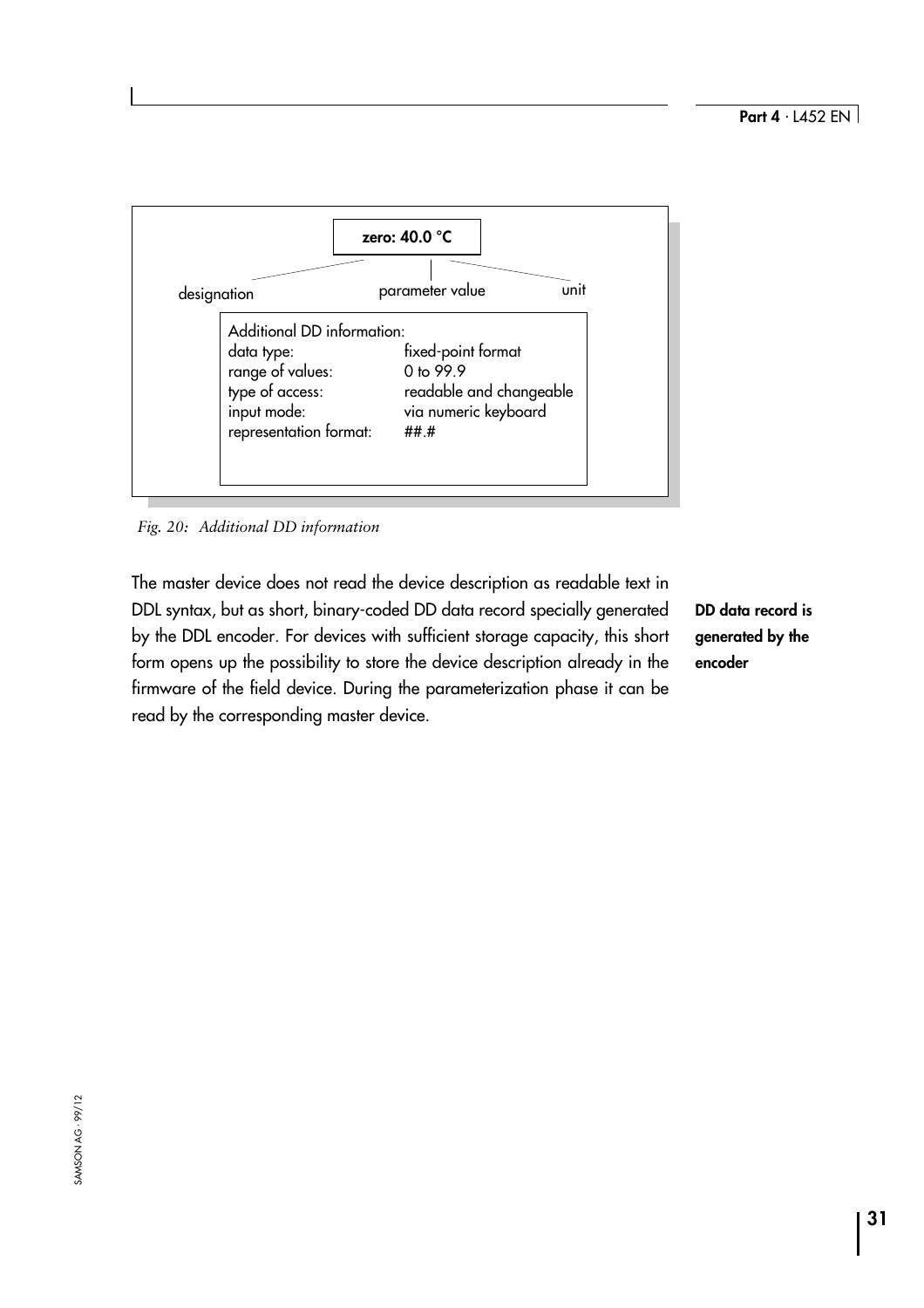zero: 40.0 °C

designation | parameter value | unit

Additional DD information:

| | |
|---|---|
| data type: | fixed-point format |
| range of values: | 0 to 99.9 |
| type of access: | readable and changeable |
| input mode: | via numeric keyboard |
| representation format: | ##.# |

*Fig. 20: Additional DD information*

The master device does not read the device description as readable text in DDL syntax, but as short, binary-coded DD data record specially generated by the DDL encoder. For devices with sufficient storage capacity, this short form opens up the possibility to store the device description already in the firmware of the field device. During the parameterization phase it can be read by the corresponding master device.

**DD data record is generated by the encoder**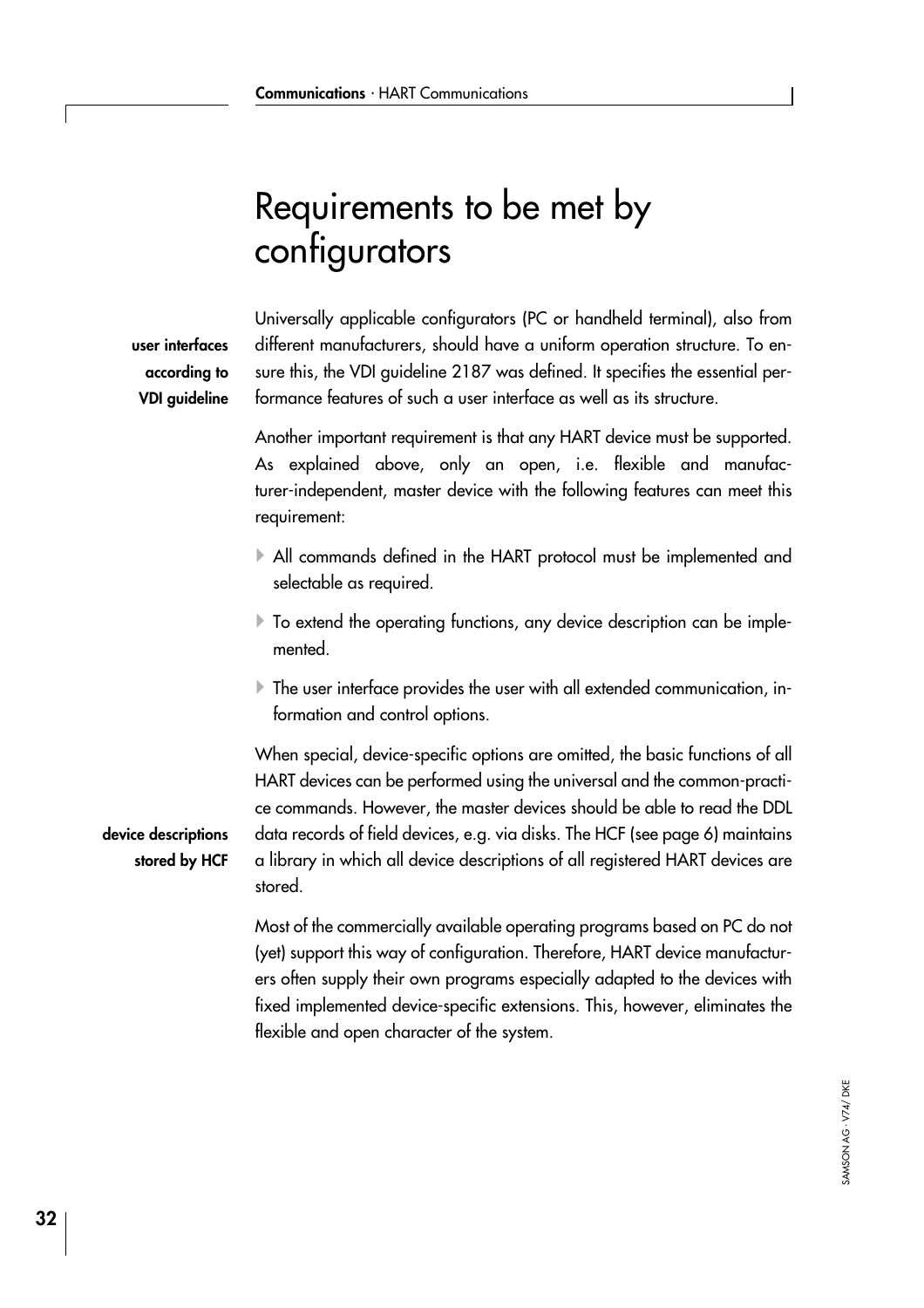# Requirements to be met by configurators

**user interfaces according to VDI guideline**

Universally applicable configurators (PC or handheld terminal), also from different manufacturers, should have a uniform operation structure. To ensure this, the VDI guideline 2187 was defined. It specifies the essential performance features of such a user interface as well as its structure.

Another important requirement is that any HART device must be supported. As explained above, only an open, i.e. flexible and manufacturer-independent, master device with the following features can meet this requirement:

- All commands defined in the HART protocol must be implemented and selectable as required.
- To extend the operating functions, any device description can be implemented.
- The user interface provides the user with all extended communication, information and control options.

**device descriptions stored by HCF**

When special, device-specific options are omitted, the basic functions of all HART devices can be performed using the universal and the common-practice commands. However, the master devices should be able to read the DDL data records of field devices, e.g. via disks. The HCF (see page 6) maintains a library in which all device descriptions of all registered HART devices are stored.

Most of the commercially available operating programs based on PC do not (yet) support this way of configuration. Therefore, HART device manufacturers often supply their own programs especially adapted to the devices with fixed implemented device-specific extensions. This, however, eliminates the flexible and open character of the system.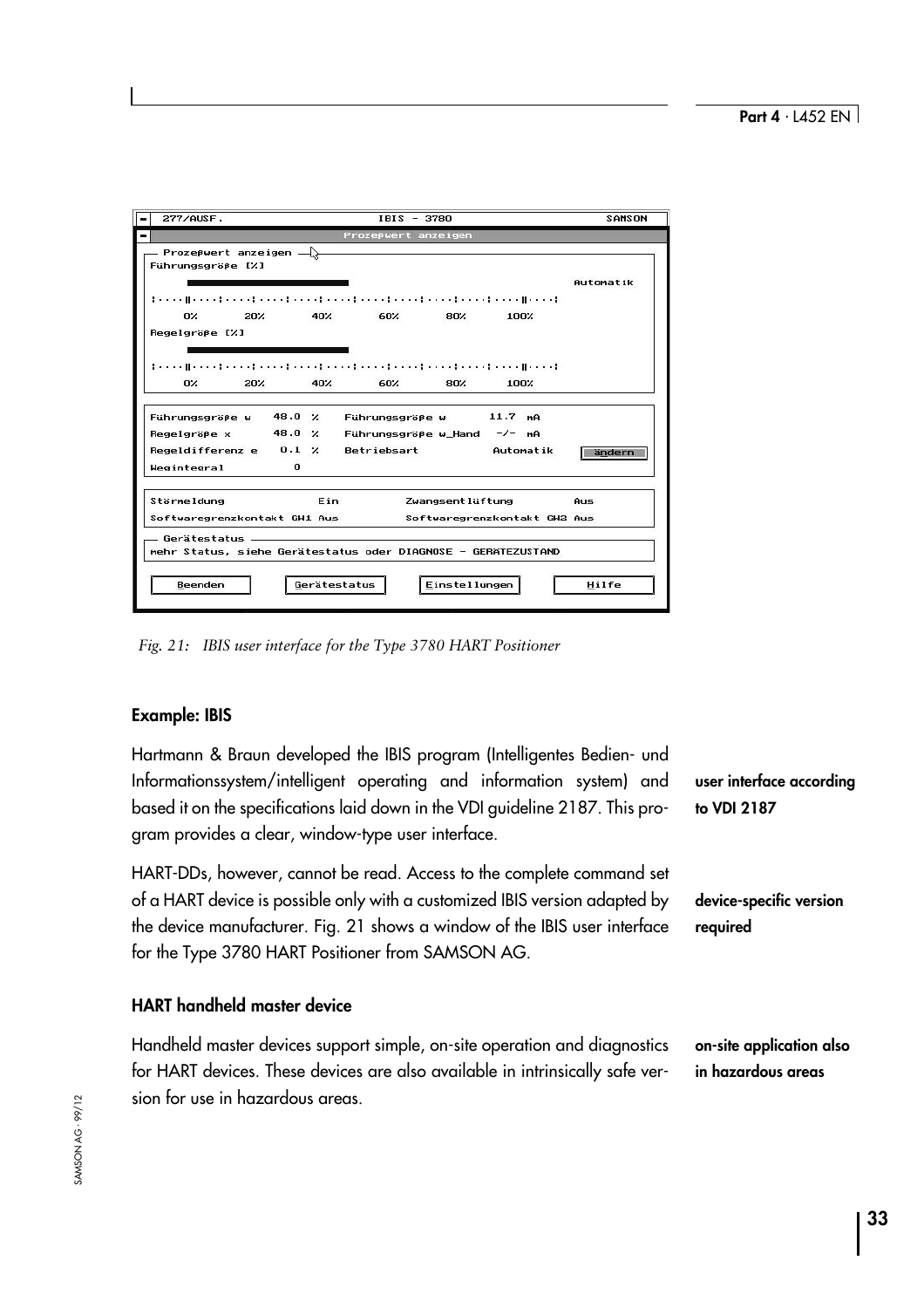Fig. 21: IBIS user interface for the Type 3780 HART Positioner

### Example: IBIS

Hartmann & Braun developed the IBIS program (Intelligentes Bedien- und Informationssystem/intelligent operating and information system) and based it on the specifications laid down in the VDI guideline 2187. This program provides a clear, window-type user interface.

**user interface according to VDI 2187**

HART-DDs, however, cannot be read. Access to the complete command set of a HART device is possible only with a customized IBIS version adapted by the device manufacturer. Fig. 21 shows a window of the IBIS user interface for the Type 3780 HART Positioner from SAMSON AG.

**device-specific version required**

### HART handheld master device

Handheld master devices support simple, on-site operation and diagnostics for HART devices. These devices are also available in intrinsically safe version for use in hazardous areas.

**on-site application also in hazardous areas**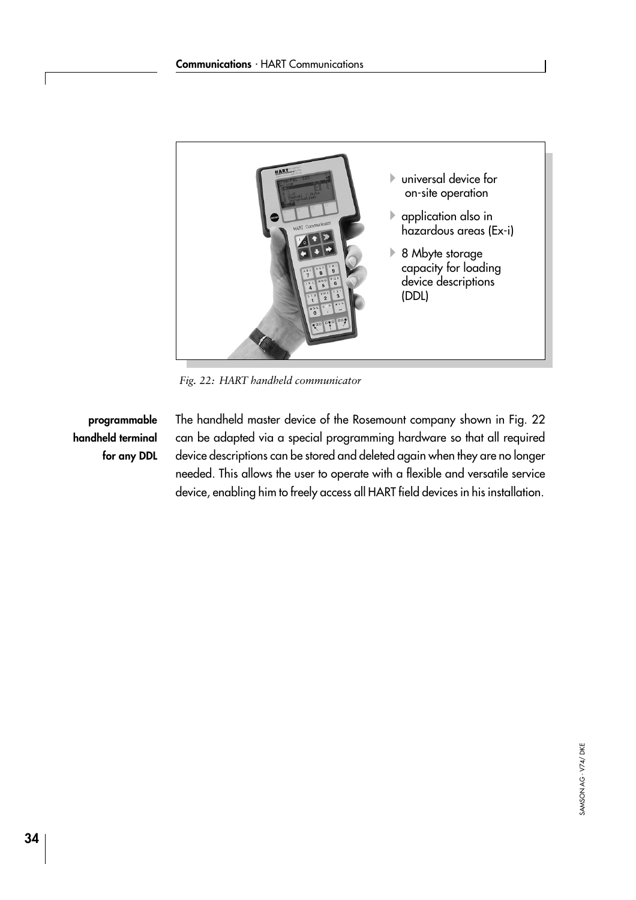- universal device for on-site operation
- application also in hazardous areas (Ex-i)
- 8 Mbyte storage capacity for loading device descriptions (DDL)

*Fig. 22: HART handheld communicator*

**programmable handheld terminal for any DDL**

The handheld master device of the Rosemount company shown in Fig. 22 can be adapted via a special programming hardware so that all required device descriptions can be stored and deleted again when they are no longer needed. This allows the user to operate with a flexible and versatile service device, enabling him to freely access all HART field devices in his installation.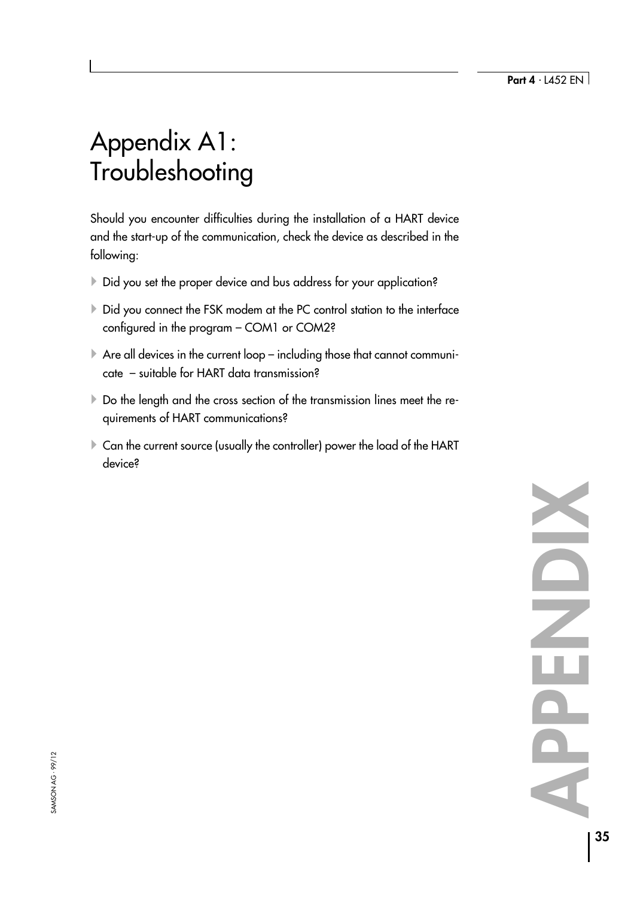# Appendix A1: Troubleshooting

Should you encounter difficulties during the installation of a HART device and the start-up of the communication, check the device as described in the following:

- Did you set the proper device and bus address for your application?
- Did you connect the FSK modem at the PC control station to the interface configured in the program – COM1 or COM2?
- Are all devices in the current loop – including those that cannot communicate – suitable for HART data transmission?
- Do the length and the cross section of the transmission lines meet the requirements of HART communications?
- Can the current source (usually the controller) power the load of the HART device?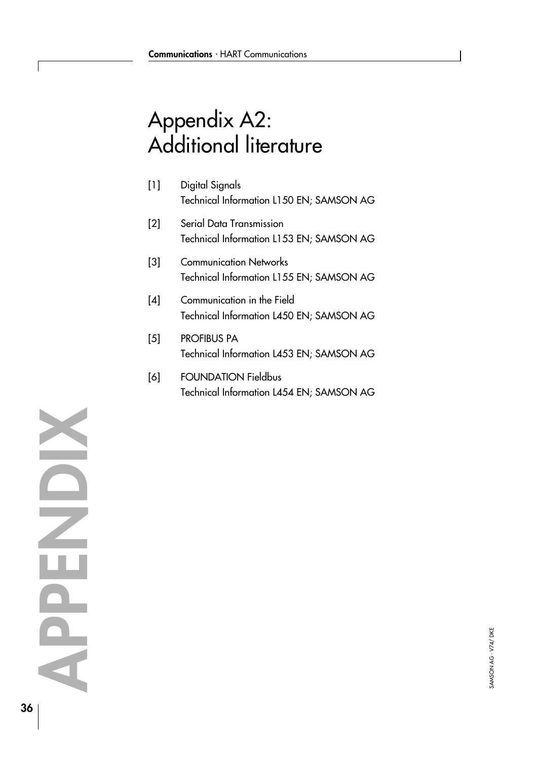# Appendix A2: Additional literature

[1] Digital Signals
Technical Information L150 EN; SAMSON AG

[2] Serial Data Transmission
Technical Information L153 EN; SAMSON AG

[3] Communication Networks
Technical Information L155 EN; SAMSON AG

[4] Communication in the Field
Technical Information L450 EN; SAMSON AG

[5] PROFIBUS PA
Technical Information L453 EN; SAMSON AG

[6] FOUNDATION Fieldbus
Technical Information L454 EN; SAMSON AG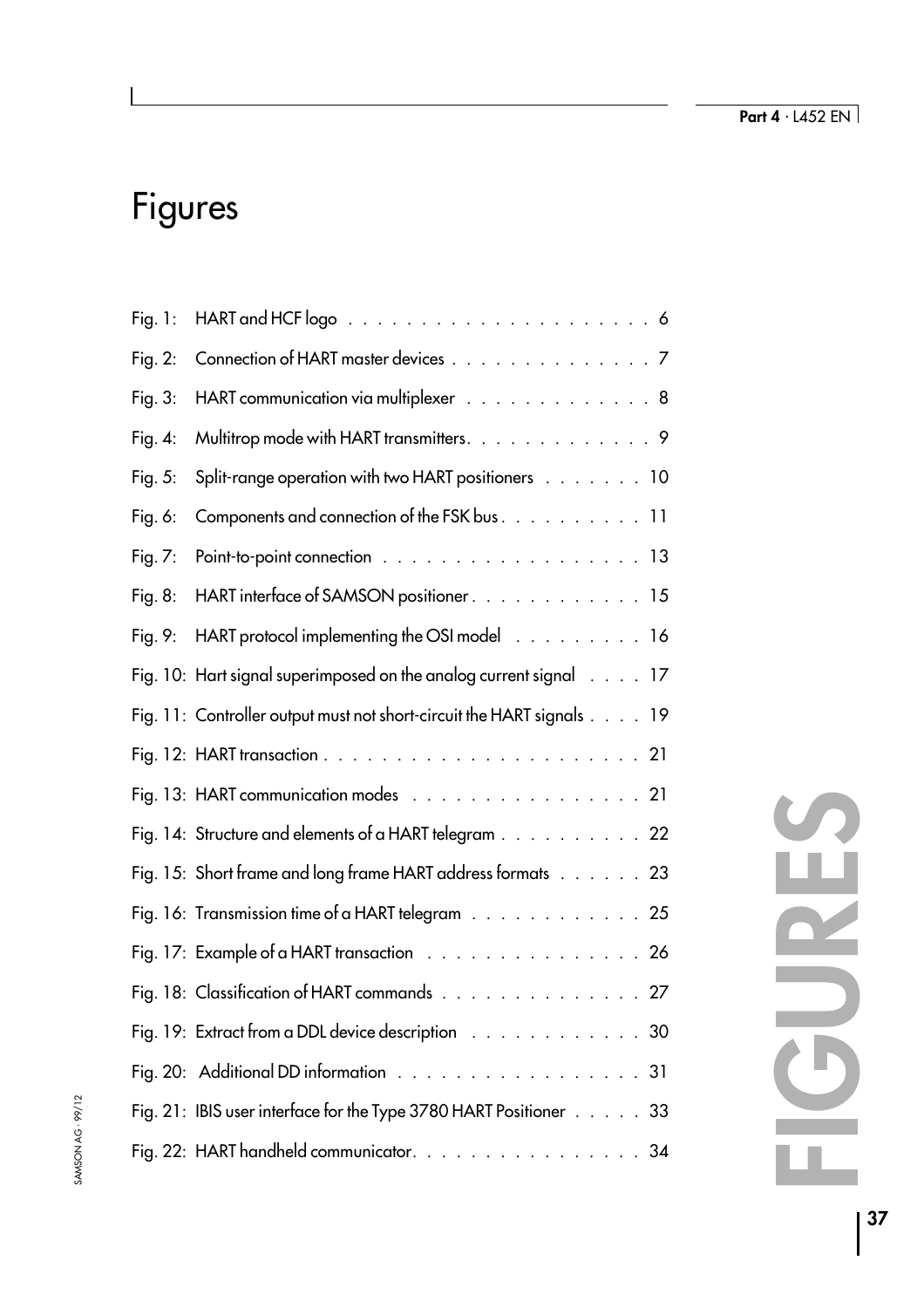# Figures

Fig. 1: HART and HCF logo . . . . . . . . . . . . . . . . . . . . . 6

Fig. 2: Connection of HART master devices . . . . . . . . . . . . . . 7

Fig. 3: HART communication via multiplexer . . . . . . . . . . . . . 8

Fig. 4: Multitrop mode with HART transmitters. . . . . . . . . . . . . 9

Fig. 5: Split-range operation with two HART positioners . . . . . . . 10

Fig. 6: Components and connection of the FSK bus . . . . . . . . . . 11

Fig. 7: Point-to-point connection . . . . . . . . . . . . . . . . . . 13

Fig. 8: HART interface of SAMSON positioner . . . . . . . . . . . . 15

Fig. 9: HART protocol implementing the OSI model . . . . . . . . . 16

Fig. 10: Hart signal superimposed on the analog current signal . . . . 17

Fig. 11: Controller output must not short-circuit the HART signals . . . . 19

Fig. 12: HART transaction . . . . . . . . . . . . . . . . . . . . . . 21

Fig. 13: HART communication modes . . . . . . . . . . . . . . . . 21

Fig. 14: Structure and elements of a HART telegram . . . . . . . . . . 22

Fig. 15: Short frame and long frame HART address formats . . . . . . 23

Fig. 16: Transmission time of a HART telegram . . . . . . . . . . . . 25

Fig. 17: Example of a HART transaction . . . . . . . . . . . . . . . 26

Fig. 18: Classification of HART commands . . . . . . . . . . . . . . 27

Fig. 19: Extract from a DDL device description . . . . . . . . . . . . 30

Fig. 20: Additional DD information . . . . . . . . . . . . . . . . . 31

Fig. 21: IBIS user interface for the Type 3780 HART Positioner . . . . . 33

Fig. 22: HART handheld communicator. . . . . . . . . . . . . . . . 34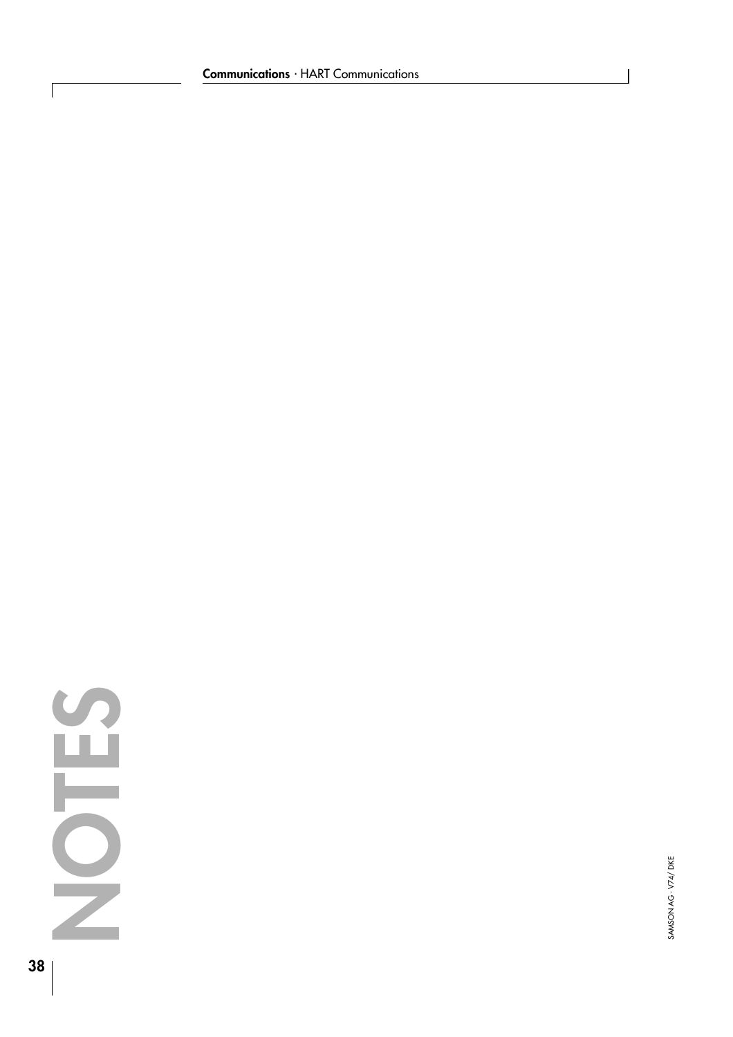NOTES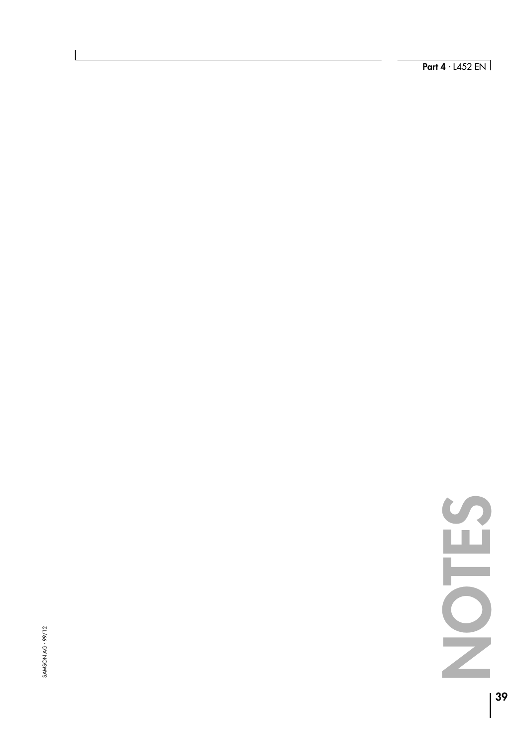NOTES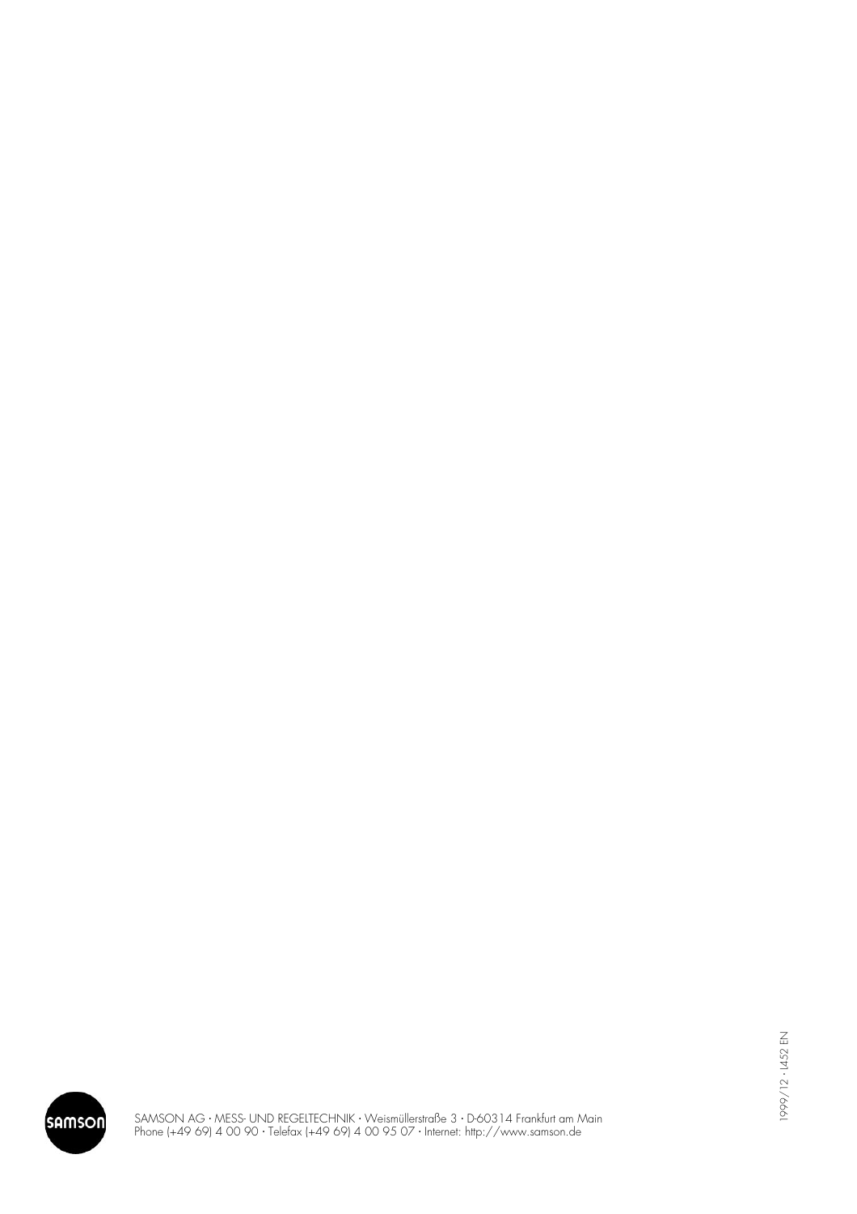SAMSON AG · MESS- UND REGELTECHNIK · Weismüllerstraße 3 · D-60314 Frankfurt am Main
Phone (+49 69) 4 00 90 · Telefax (+49 69) 4 00 95 07 · Internet: http://www.samson.de

1999/12 · L452 EN